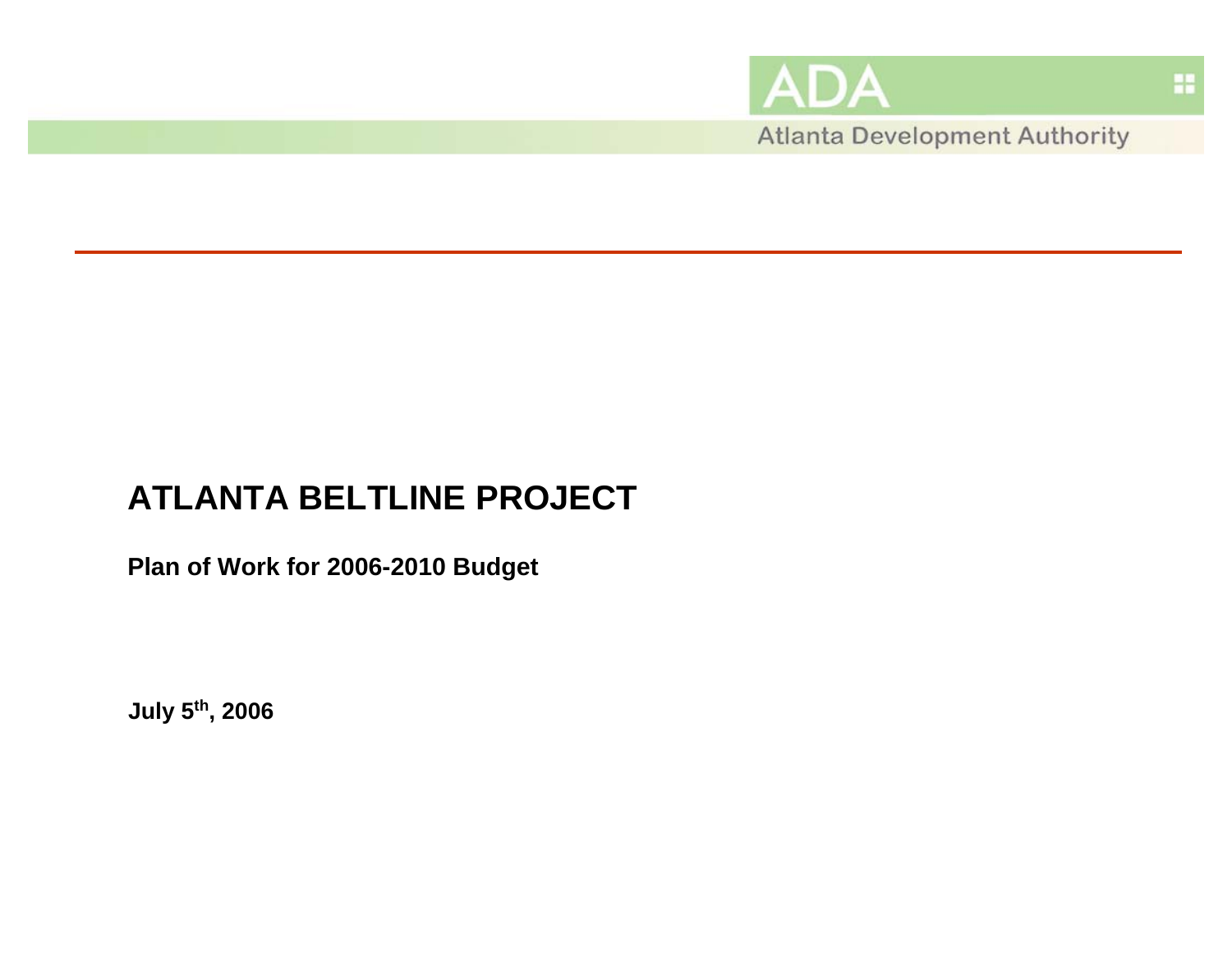ADA

Atlanta Development Authority

# ATLANTA BELTLINE PROJECT

**Plan of Work for 2006-2010 Budget**

**July 5th, 2006**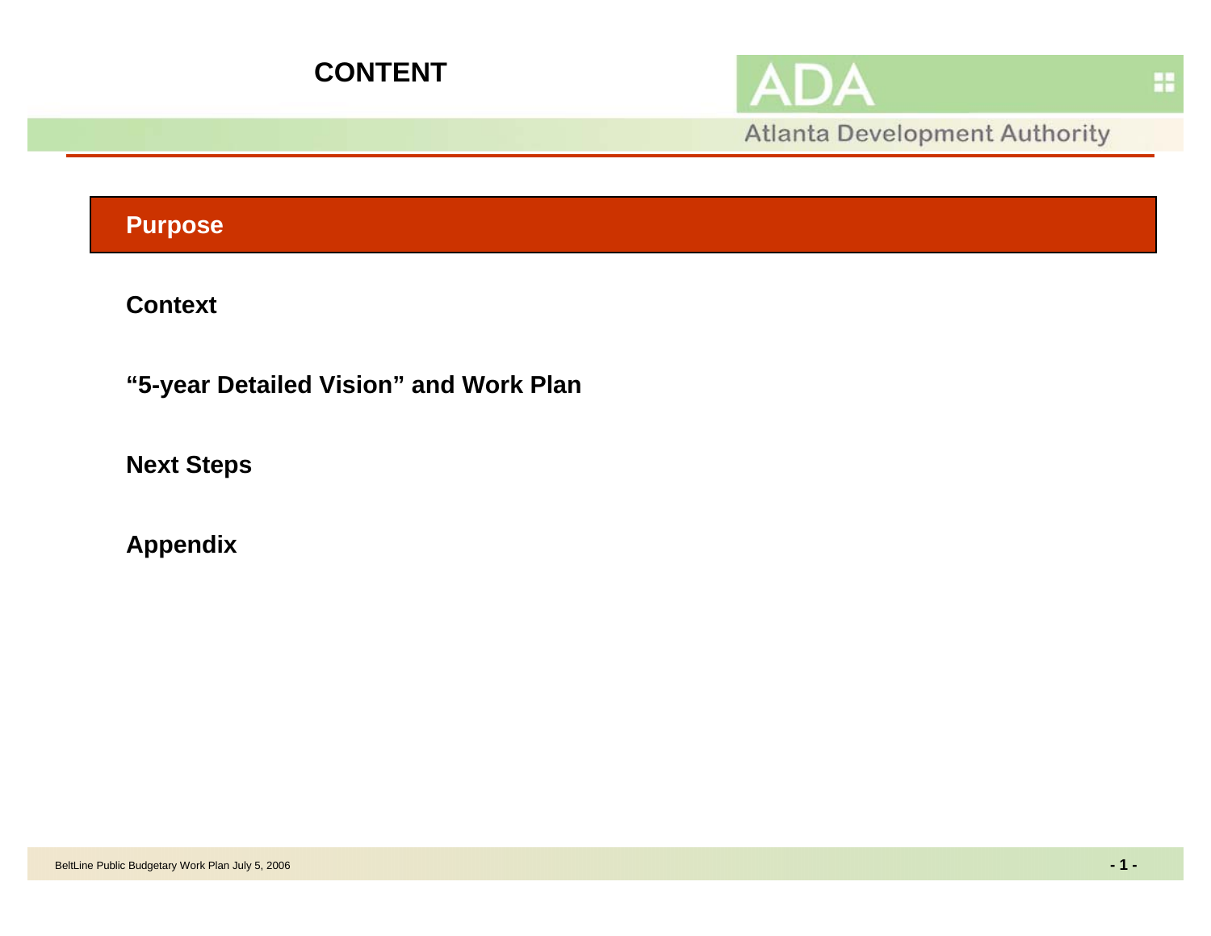# CONTENT

ADA

Atlanta Development Authority

**Purpose**

**Context**

**"5-year Detailed Vision" and Work Plan**

**Next Steps**

**Appendix**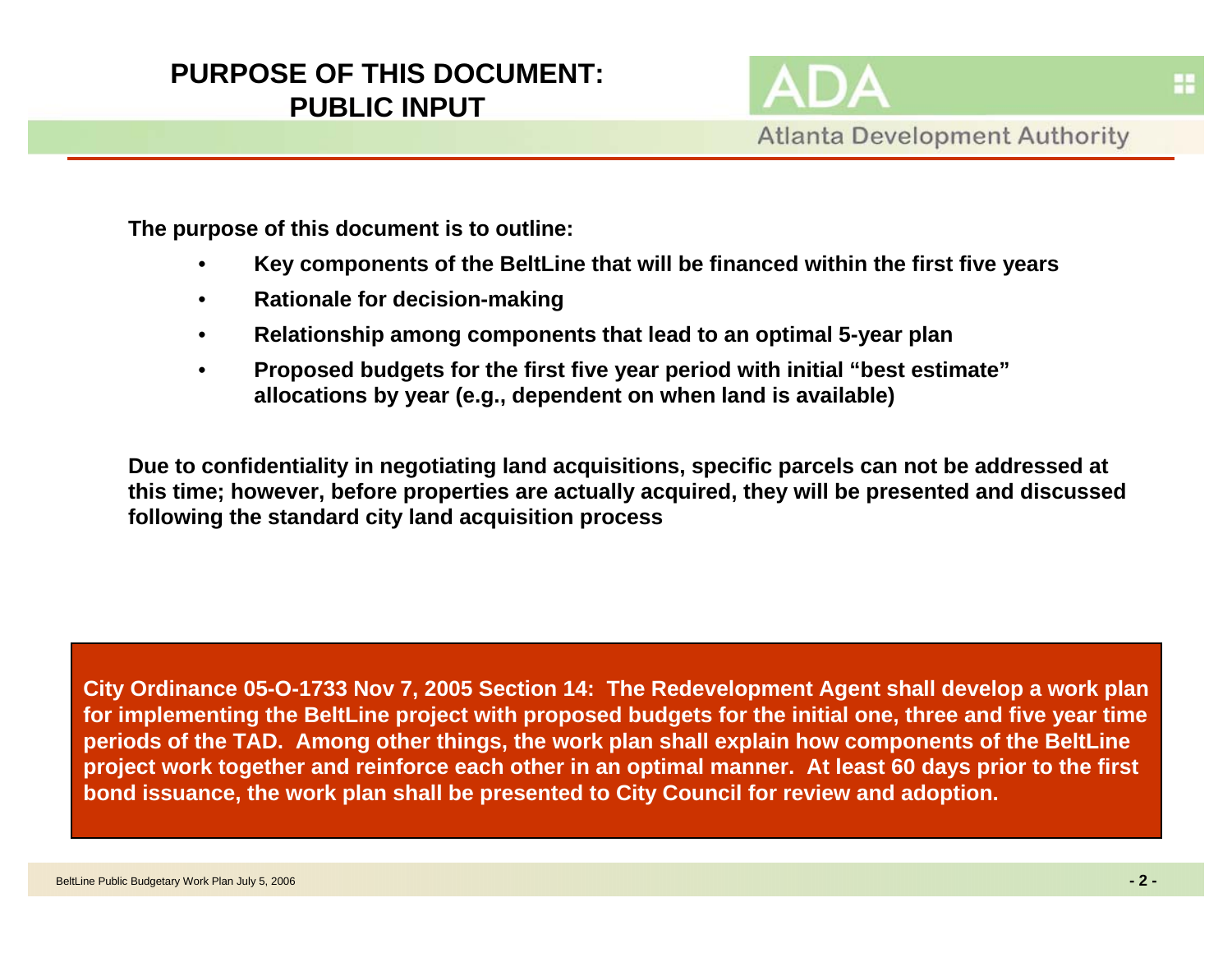# PURPOSE OF THIS DOCUMENT: PUBLIC INPUT

**The purpose of this document is to outline:**

- **Key components of the BeltLine that will be financed within the first five years**
- **Rationale for decision-making**
- **Relationship among components that lead to an optimal 5-year plan**
- **Proposed budgets for the first five year period with initial "best estimate" allocations by year (e.g., dependent on when land is available)**

**Due to confidentiality in negotiating land acquisitions, specific parcels can not be addressed at this time; however, before properties are actually acquired, they will be presented and discussed following the standard city land acquisition process**

**City Ordinance 05-O-1733 Nov 7, 2005 Section 14: The Redevelopment Agent shall develop a work plan for implementing the BeltLine project with proposed budgets for the initial one, three and five year time periods of the TAD. Among other things, the work plan shall explain how components of the BeltLine project work together and reinforce each other in an optimal manner. At least 60 days prior to the first bond issuance, the work plan shall be presented to City Council for review and adoption.**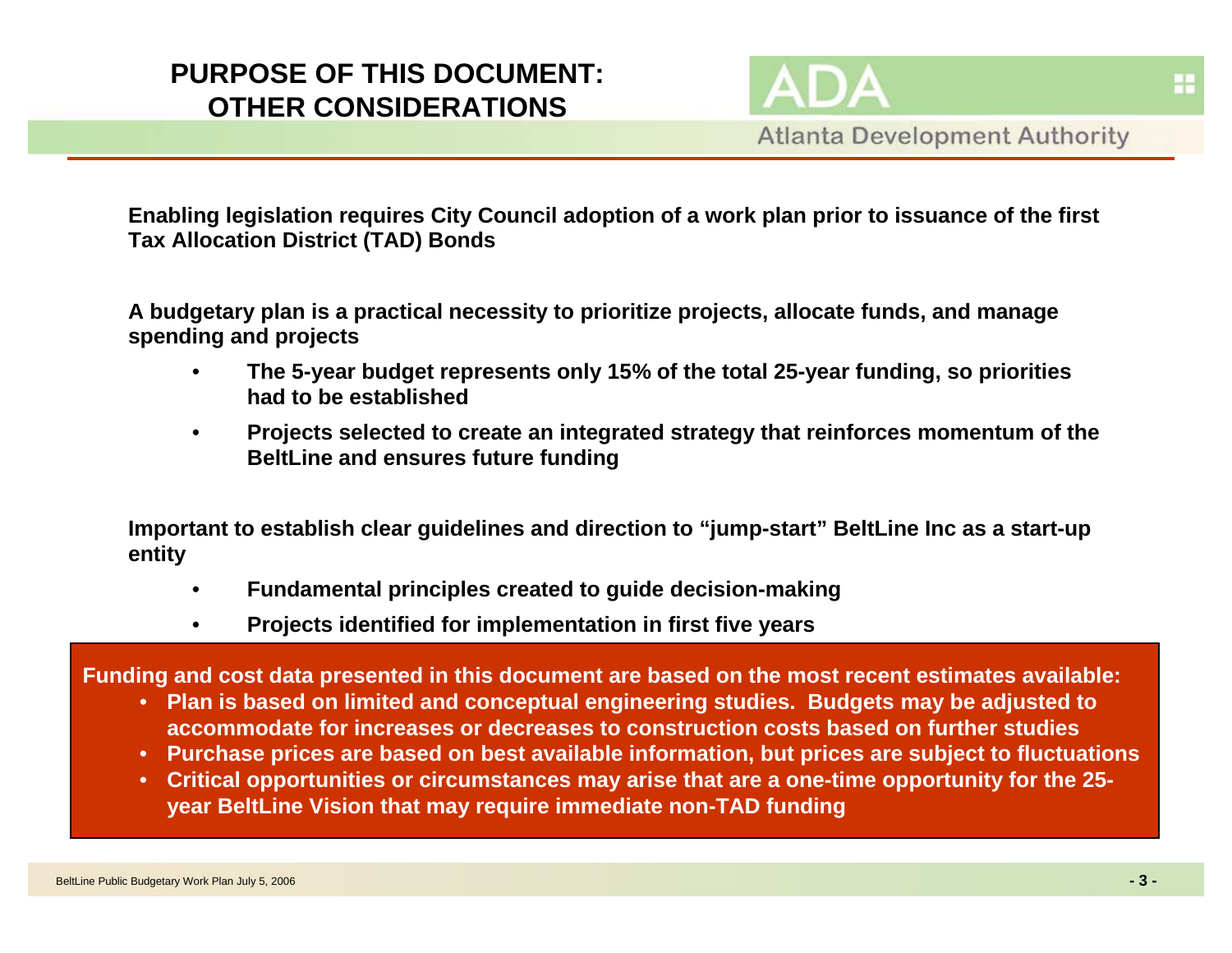# PURPOSE OF THIS DOCUMENT: OTHER CONSIDERATIONS

**Enabling legislation requires City Council adoption of a work plan prior to issuance of the first Tax Allocation District (TAD) Bonds**

**A budgetary plan is a practical necessity to prioritize projects, allocate funds, and manage spending and projects**

- **The 5-year budget represents only 15% of the total 25-year funding, so priorities had to be established**
- **Projects selected to create an integrated strategy that reinforces momentum of the BeltLine and ensures future funding**

**Important to establish clear guidelines and direction to "jump-start" BeltLine Inc as a start-up entity**

- **Fundamental principles created to guide decision-making**
- **Projects identified for implementation in first five years**

**Funding and cost data presented in this document are based on the most recent estimates available:**

- **Plan is based on limited and conceptual engineering studies. Budgets may be adjusted to accommodate for increases or decreases to construction costs based on further studies**
- **Purchase prices are based on best available information, but prices are subject to fluctuations**
- **Critical opportunities or circumstances may arise that are a one-time opportunity for the 25-year BeltLine Vision that may require immediate non-TAD funding**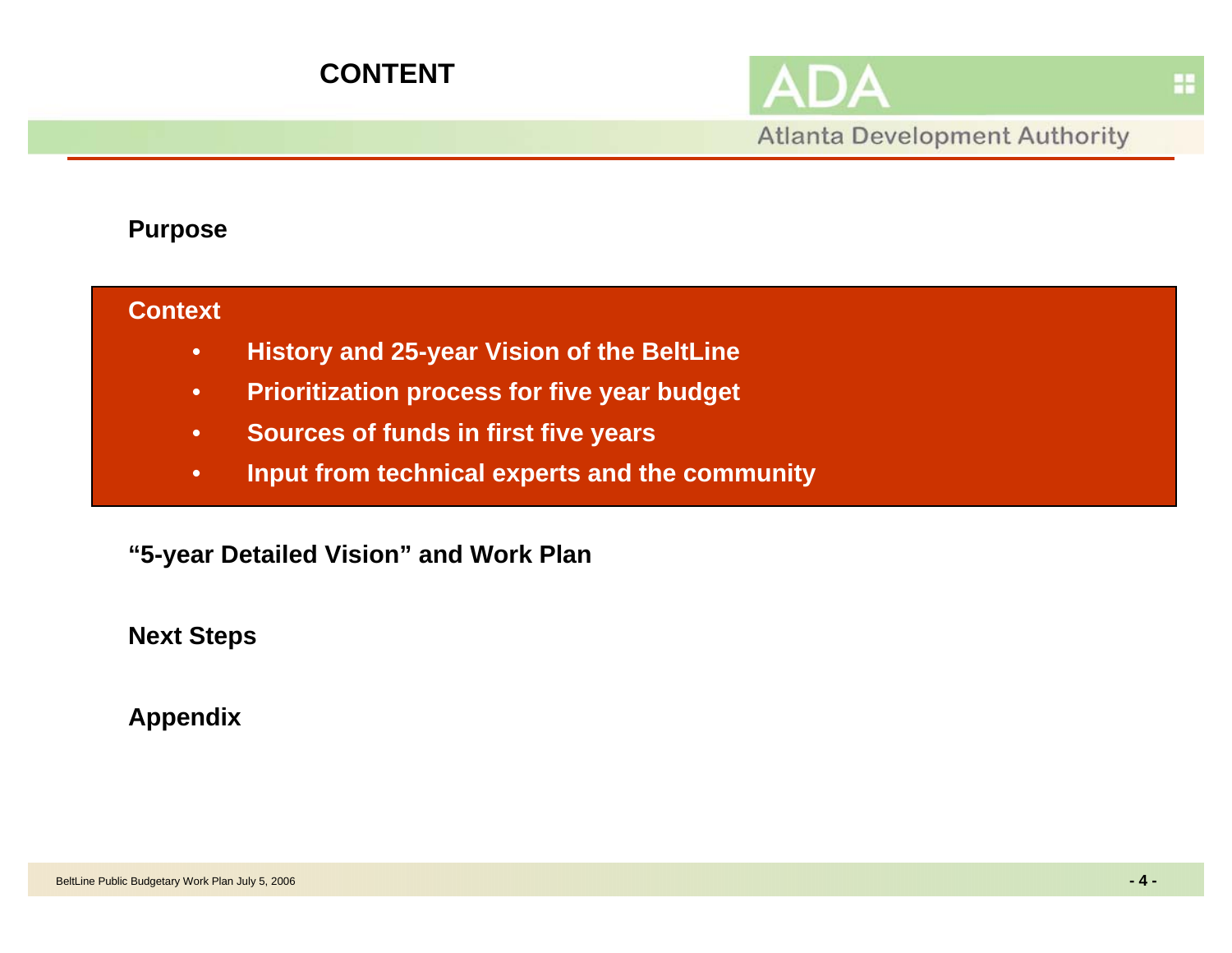# CONTENT

**Purpose**

**Context**

- **History and 25-year Vision of the BeltLine**
- **Prioritization process for five year budget**
- **Sources of funds in first five years**
- **Input from technical experts and the community**

**"5-year Detailed Vision" and Work Plan**

**Next Steps**

**Appendix**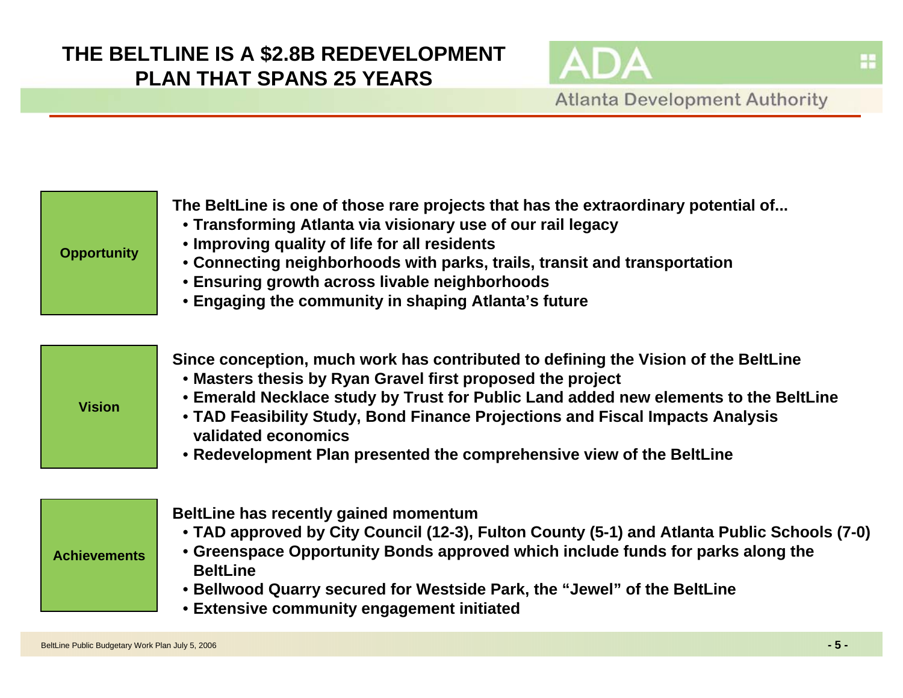# THE BELTLINE IS A $2.8B REDEVELOPMENT PLAN THAT SPANS 25 YEARS

ADA Atlanta Development Authority

**Opportunity**

**The BeltLine is one of those rare projects that has the extraordinary potential of...**

- **Transforming Atlanta via visionary use of our rail legacy**
- **Improving quality of life for all residents**
- **Connecting neighborhoods with parks, trails, transit and transportation**
- **Ensuring growth across livable neighborhoods**
- **Engaging the community in shaping Atlanta's future**

**Vision**

**Since conception, much work has contributed to defining the Vision of the BeltLine**

- **Masters thesis by Ryan Gravel first proposed the project**
- **Emerald Necklace study by Trust for Public Land added new elements to the BeltLine**
- **TAD Feasibility Study, Bond Finance Projections and Fiscal Impacts Analysis validated economics**
- **Redevelopment Plan presented the comprehensive view of the BeltLine**

**Achievements**

**BeltLine has recently gained momentum**

- **TAD approved by City Council (12-3), Fulton County (5-1) and Atlanta Public Schools (7-0)**
- **Greenspace Opportunity Bonds approved which include funds for parks along the BeltLine**
- **Bellwood Quarry secured for Westside Park, the "Jewel" of the BeltLine**
- **Extensive community engagement initiated**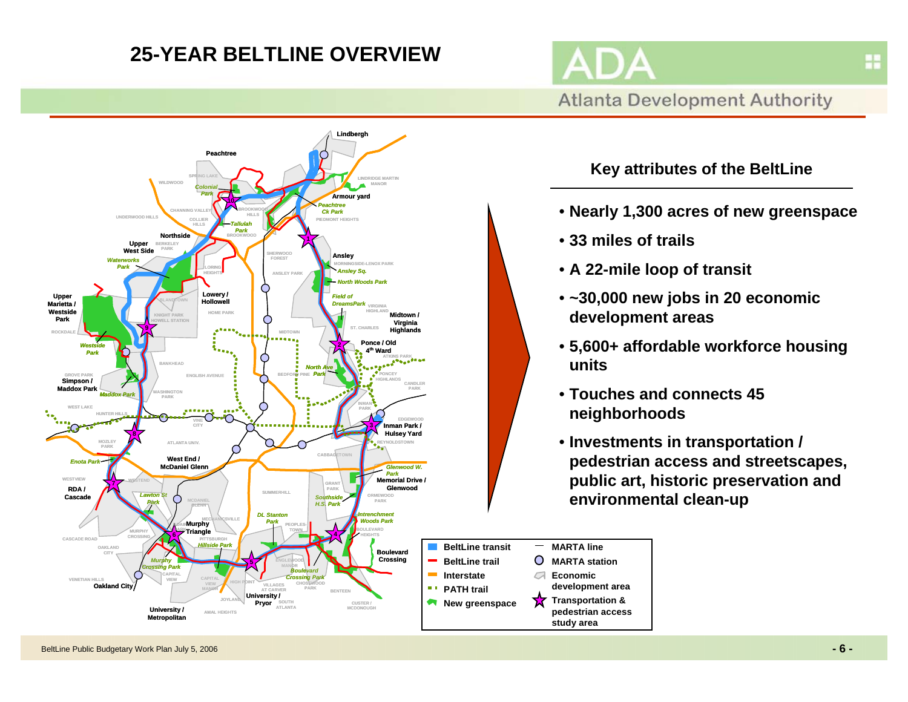# 25-YEAR BELTLINE OVERVIEW

ADA

Atlanta Development Authority

## Key attributes of the BeltLine

- **Nearly 1,300 acres of new greenspace**
- **33 miles of trails**
- **A 22-mile loop of transit**
- **~30,000 new jobs in 20 economic development areas**
- **5,600+ affordable workforce housing units**
- **Touches and connects 45 neighborhoods**
- **Investments in transportation / pedestrian access and streetscapes, public art, historic preservation and environmental clean-up**

| Legend | | 
|---|---|
| BeltLine transit | MARTA line |
| BeltLine trail | MARTA station |
| Interstate | Economic development area |
| PATH trail | Transportation & pedestrian access study area |
| New greenspace | |

BeltLine Public Budgetary Work Plan July 5, 2006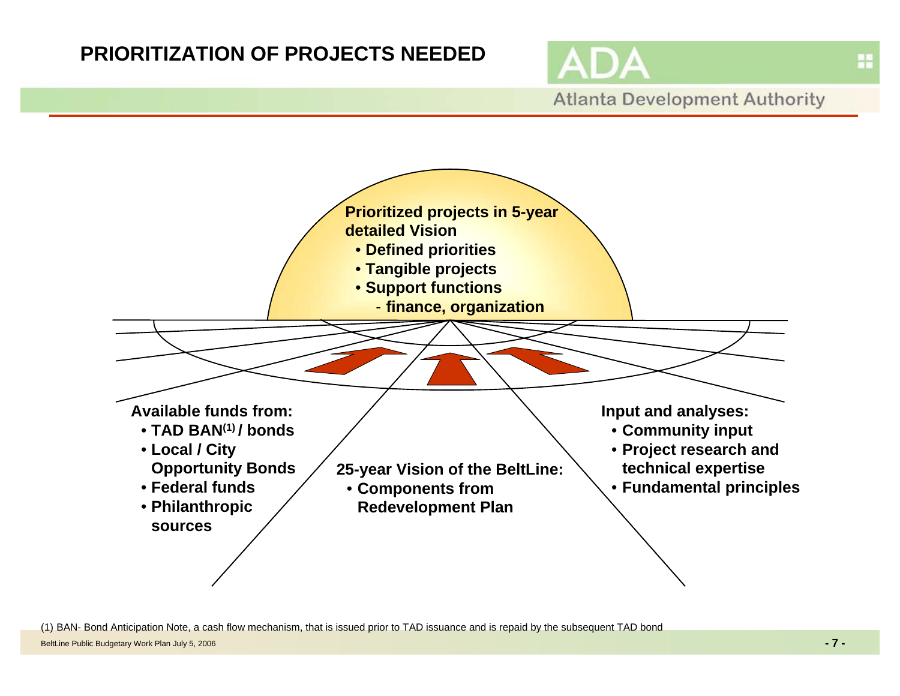# PRIORITIZATION OF PROJECTS NEEDED

**Prioritized projects in 5-year detailed Vision**

- **Defined priorities**
- **Tangible projects**
- **Support functions**
  - **finance, organization**

**Available funds from:**

- **TAD BAN[1] / bonds**
- **Local / City Opportunity Bonds**
- **Federal funds**
- **Philanthropic sources**

**25-year Vision of the BeltLine:**

- **Components from Redevelopment Plan**

**Input and analyses:**

- **Community input**
- **Project research and technical expertise**
- **Fundamental principles**

(1) BAN- Bond Anticipation Note, a cash flow mechanism, that is issued prior to TAD issuance and is repaid by the subsequent TAD bond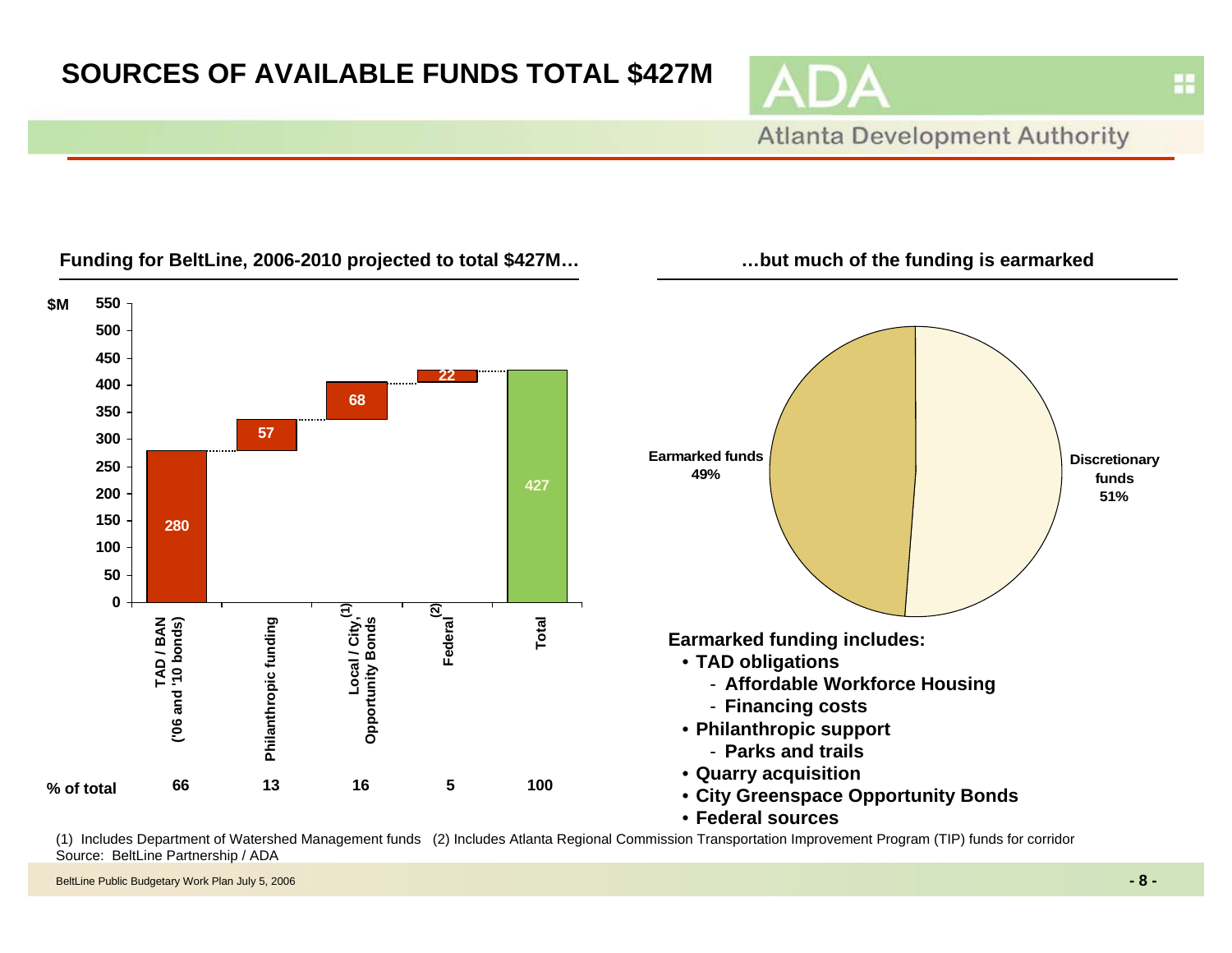# SOURCES OF AVAILABLE FUNDS TOTAL $427M

## Funding for BeltLine, 2006-2010 projected to total $427M…

| $M | TAD / BAN ('06 and '10 bonds) | Philanthropic funding | Local / City, Opportunity Bonds[1] | Federal[2] | Total |
|---|---|---|---|---|---|
| Amount | 280 | 57 | 68 | 22 | 427 |
| % of total | 66 | 13 | 16 | 5 | 100 |

## …but much of the funding is earmarked

- Earmarked funds 49%
- Discretionary funds 51%

**Earmarked funding includes:**

- **TAD obligations**
  - **Affordable Workforce Housing**
  - **Financing costs**
- **Philanthropic support**
  - **Parks and trails**
- **Quarry acquisition**
- **City Greenspace Opportunity Bonds**
- **Federal sources**

(1) Includes Department of Watershed Management funds (2) Includes Atlanta Regional Commission Transportation Improvement Program (TIP) funds for corridor

Source: BeltLine Partnership / ADA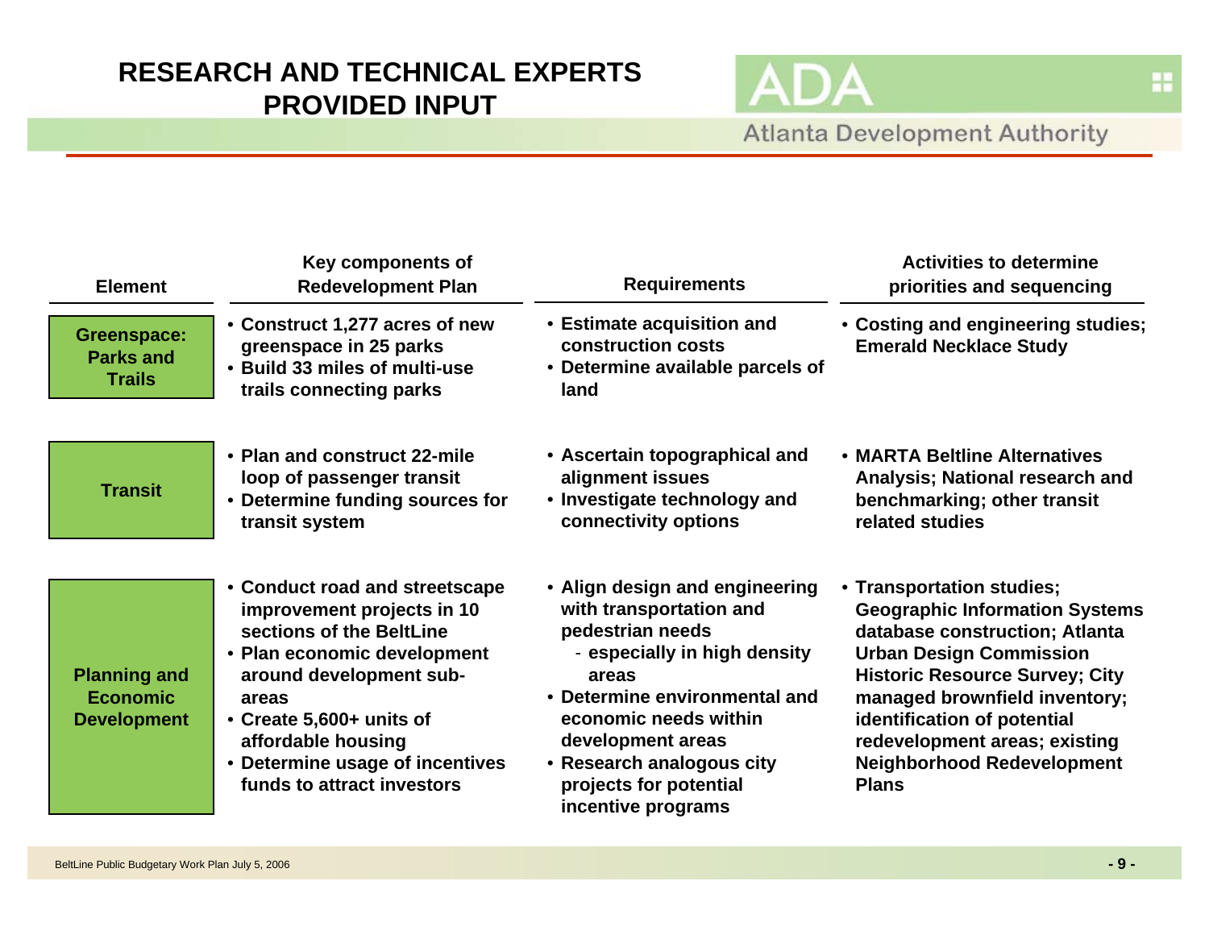# RESEARCH AND TECHNICAL EXPERTS PROVIDED INPUT

Atlanta Development Authority

| Element | Key components of Redevelopment Plan | Requirements | Activities to determine priorities and sequencing |
|---|---|---|---|
| Greenspace: Parks and Trails | • Construct 1,277 acres of new greenspace in 25 parks<br>• Build 33 miles of multi-use trails connecting parks | • Estimate acquisition and construction costs<br>• Determine available parcels of land | • Costing and engineering studies; Emerald Necklace Study |
| Transit | • Plan and construct 22-mile loop of passenger transit<br>• Determine funding sources for transit system | • Ascertain topographical and alignment issues<br>• Investigate technology and connectivity options | • MARTA Beltline Alternatives Analysis; National research and benchmarking; other transit related studies |
| Planning and Economic Development | • Conduct road and streetscape improvement projects in 10 sections of the BeltLine<br>• Plan economic development around development sub-areas<br>• Create 5,600+ units of affordable housing<br>• Determine usage of incentives funds to attract investors | • Align design and engineering with transportation and pedestrian needs<br>  - especially in high density areas<br>• Determine environmental and economic needs within development areas<br>• Research analogous city projects for potential incentive programs | • Transportation studies; Geographic Information Systems database construction; Atlanta Urban Design Commission Historic Resource Survey; City managed brownfield inventory; identification of potential redevelopment areas; existing Neighborhood Redevelopment Plans |

BeltLine Public Budgetary Work Plan July 5, 2006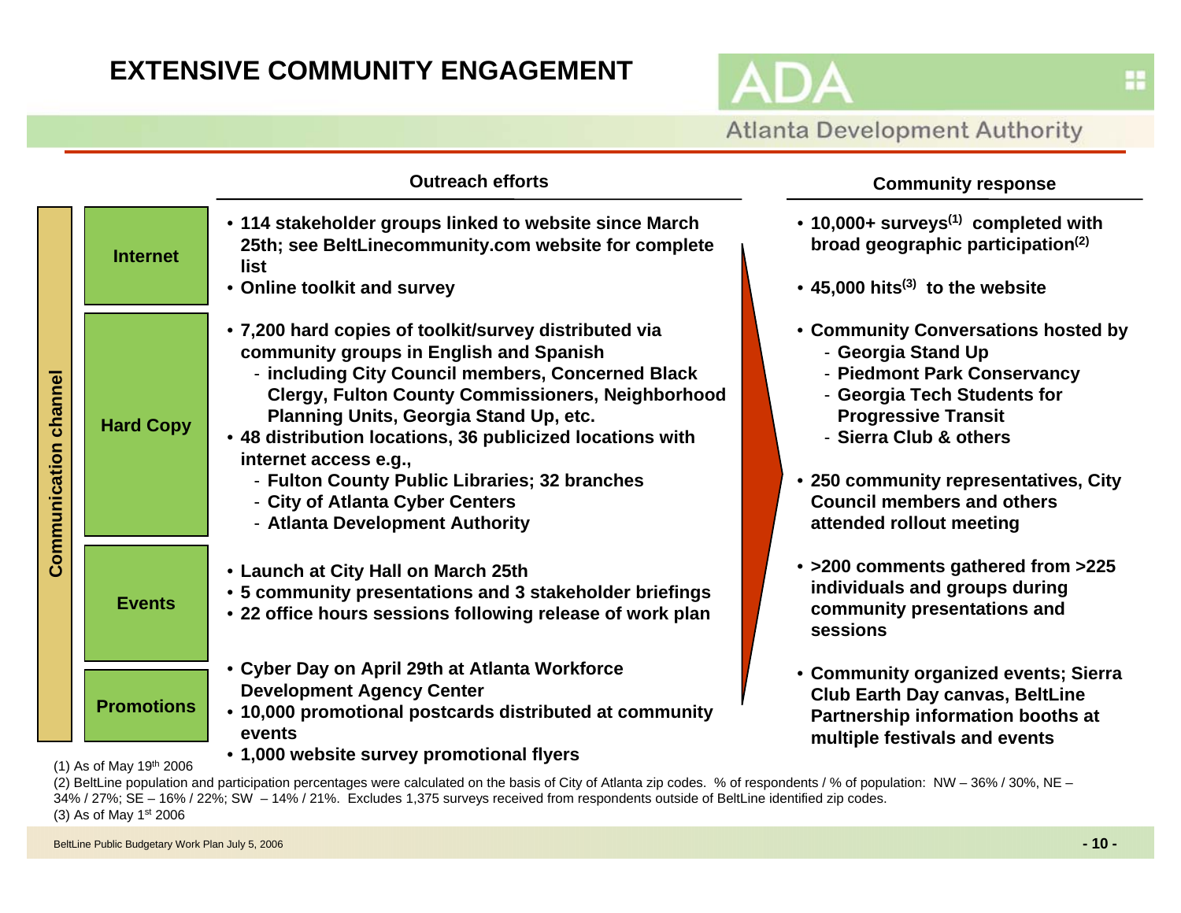# EXTENSIVE COMMUNITY ENGAGEMENT

ADA
Atlanta Development Authority

| Communication channel | Outreach efforts | Community response |
|---|---|---|
| **Internet** | • 114 stakeholder groups linked to website since March 25th; see BeltLinecommunity.com website for complete list<br>• Online toolkit and survey | • 10,000+ surveys[1] completed with broad geographic participation[2]<br>• 45,000 hits[3] to the website |
| **Hard Copy** | • 7,200 hard copies of toolkit/survey distributed via community groups in English and Spanish<br>- including City Council members, Concerned Black Clergy, Fulton County Commissioners, Neighborhood Planning Units, Georgia Stand Up, etc.<br>• 48 distribution locations, 36 publicized locations with internet access e.g.,<br>- Fulton County Public Libraries; 32 branches<br>- City of Atlanta Cyber Centers<br>- Atlanta Development Authority | • Community Conversations hosted by<br>- Georgia Stand Up<br>- Piedmont Park Conservancy<br>- Georgia Tech Students for Progressive Transit<br>- Sierra Club & others<br>• 250 community representatives, City Council members and others attended rollout meeting |
| **Events** | • Launch at City Hall on March 25th<br>• 5 community presentations and 3 stakeholder briefings<br>• 22 office hours sessions following release of work plan | • >200 comments gathered from >225 individuals and groups during community presentations and sessions |
| **Promotions** | • Cyber Day on April 29th at Atlanta Workforce Development Agency Center<br>• 10,000 promotional postcards distributed at community events<br>• 1,000 website survey promotional flyers | • Community organized events; Sierra Club Earth Day canvas, BeltLine Partnership information booths at multiple festivals and events |

(1) As of May 19th 2006

(2) BeltLine population and participation percentages were calculated on the basis of City of Atlanta zip codes. % of respondents / % of population: NW – 36% / 30%, NE – 34% / 27%; SE – 16% / 22%; SW – 14% / 21%. Excludes 1,375 surveys received from respondents outside of BeltLine identified zip codes.

(3) As of May 1st 2006

BeltLine Public Budgetary Work Plan July 5, 2006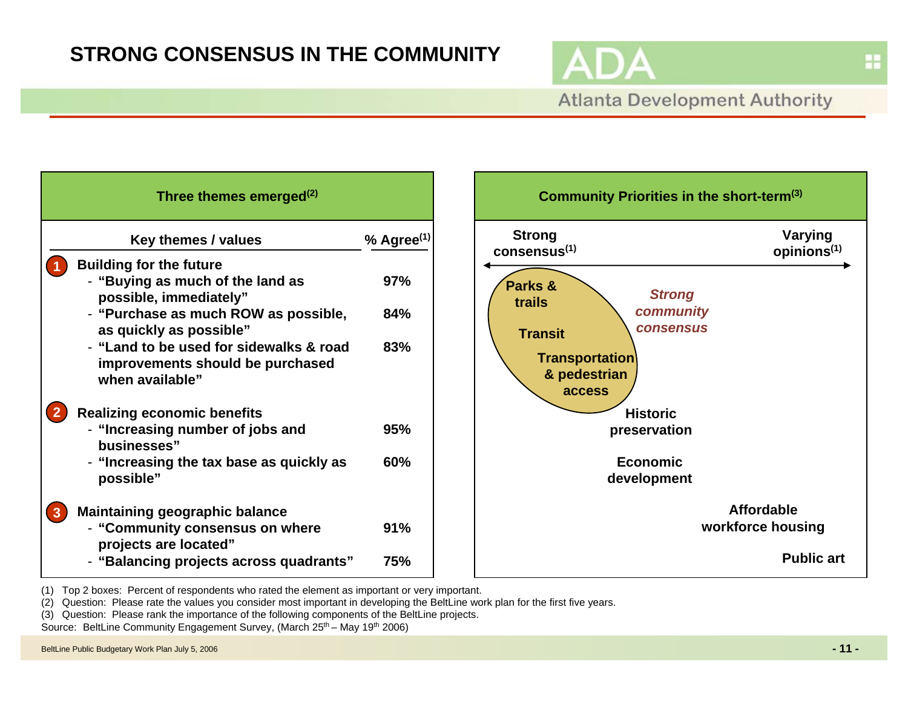# STRONG CONSENSUS IN THE COMMUNITY

ADA

Atlanta Development Authority

## Three themes emerged[2]

| Key themes / values | % Agree[1] |
|---|---|
| **1 Building for the future** | |
| - "Buying as much of the land as possible, immediately" | 97% |
| - "Purchase as much ROW as possible, as quickly as possible" | 84% |
| - "Land to be used for sidewalks & road improvements should be purchased when available" | 83% |
| **2 Realizing economic benefits** | |
| - "Increasing number of jobs and businesses" | 95% |
| - "Increasing the tax base as quickly as possible" | 60% |
| **3 Maintaining geographic balance** | |
| - "Community consensus on where projects are located" | 91% |
| - "Balancing projects across quadrants" | 75% |

## Community Priorities in the short-term[3]

Strong consensus[1] ← → Varying opinions[1]

*Strong community consensus*:
- Parks & trails
- Transit
- Transportation & pedestrian access

Then, toward varying opinions:
- Historic preservation
- Economic development
- Affordable workforce housing
- Public art

(1) Top 2 boxes: Percent of respondents who rated the element as important or very important.
(2) Question: Please rate the values you consider most important in developing the BeltLine work plan for the first five years.
(3) Question: Please rank the importance of the following components of the BeltLine projects.
Source: BeltLine Community Engagement Survey, (March 25th – May 19th 2006)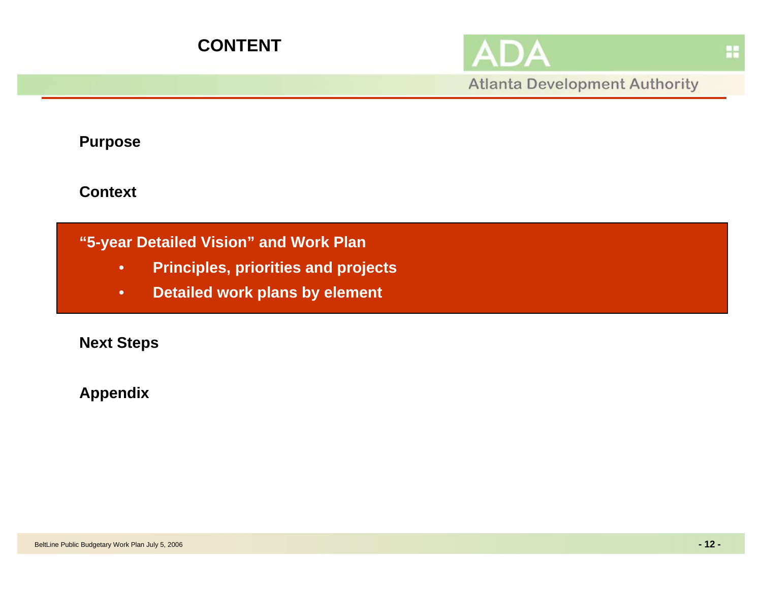# CONTENT

**Purpose**

**Context**

**“5-year Detailed Vision” and Work Plan**

- **Principles, priorities and projects**
- **Detailed work plans by element**

**Next Steps**

**Appendix**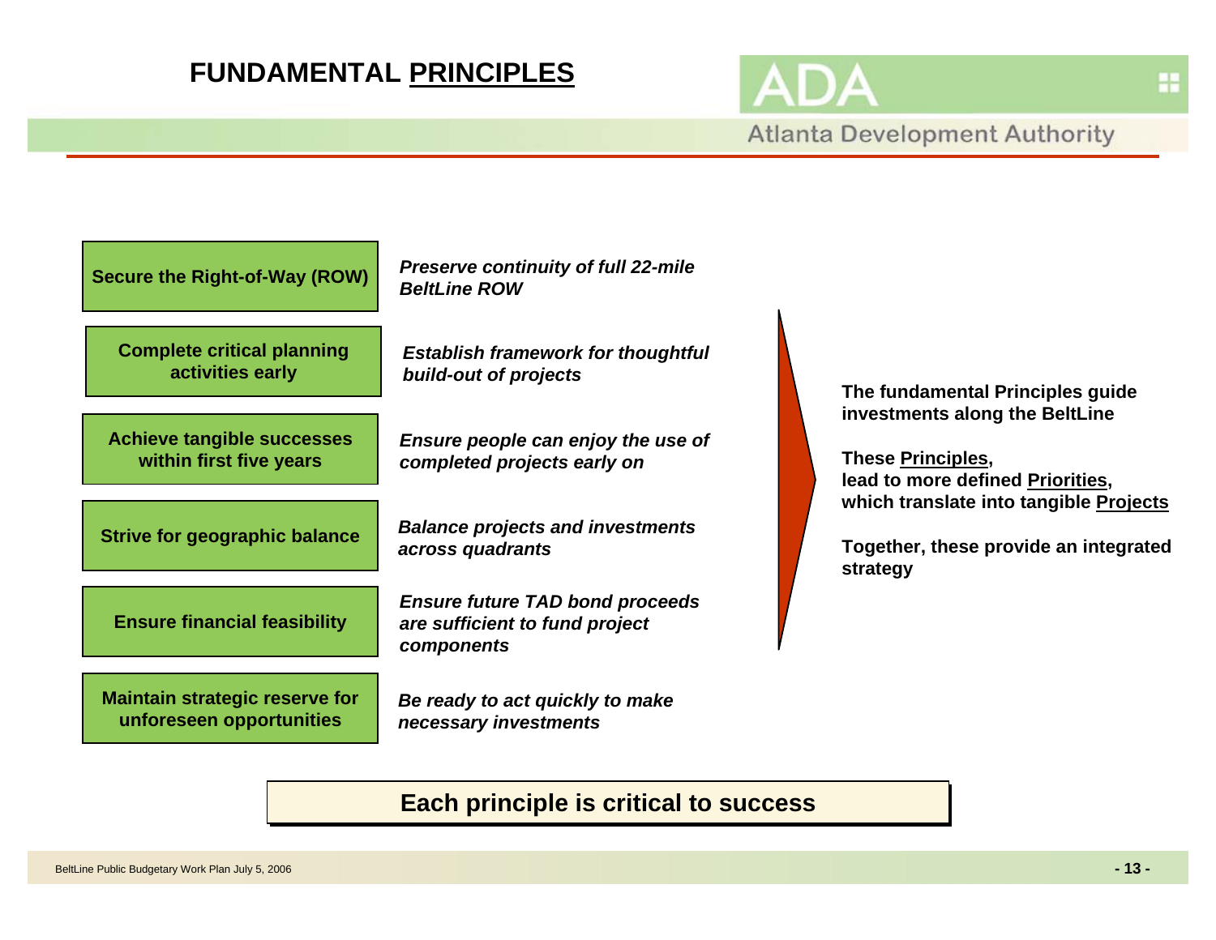# FUNDAMENTAL PRINCIPLES

| Principle | Description |
| --- | --- |
| **Secure the Right-of-Way (ROW)** | ***Preserve continuity of full 22-mile BeltLine ROW*** |
| **Complete critical planning activities early** | ***Establish framework for thoughtful build-out of projects*** |
| **Achieve tangible successes within first five years** | ***Ensure people can enjoy the use of completed projects early on*** |
| **Strive for geographic balance** | ***Balance projects and investments across quadrants*** |
| **Ensure financial feasibility** | ***Ensure future TAD bond proceeds are sufficient to fund project components*** |
| **Maintain strategic reserve for unforeseen opportunities** | ***Be ready to act quickly to make necessary investments*** |

**The fundamental Principles guide investments along the BeltLine**

**These Principles, lead to more defined Priorities, which translate into tangible Projects**

**Together, these provide an integrated strategy**

**Each principle is critical to success**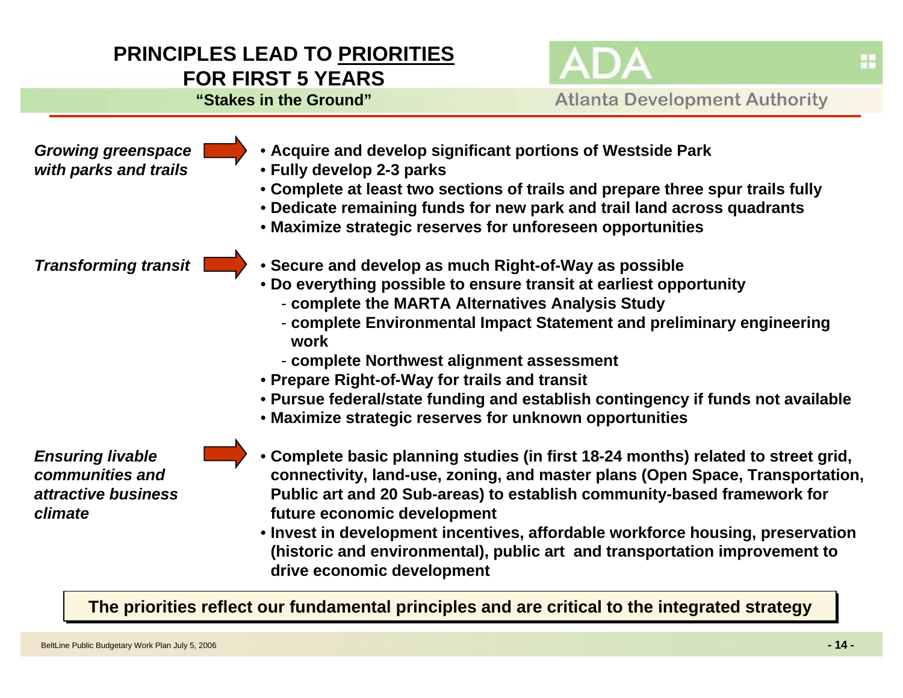# PRINCIPLES LEAD TO PRIORITIES FOR FIRST 5 YEARS

**"Stakes in the Ground"**

Atlanta Development Authority

***Growing greenspace with parks and trails***

- **Acquire and develop significant portions of Westside Park**
- **Fully develop 2-3 parks**
- **Complete at least two sections of trails and prepare three spur trails fully**
- **Dedicate remaining funds for new park and trail land across quadrants**
- **Maximize strategic reserves for unforeseen opportunities**

***Transforming transit***

- **Secure and develop as much Right-of-Way as possible**
- **Do everything possible to ensure transit at earliest opportunity**
  - **complete the MARTA Alternatives Analysis Study**
  - **complete Environmental Impact Statement and preliminary engineering work**
  - **complete Northwest alignment assessment**
- **Prepare Right-of-Way for trails and transit**
- **Pursue federal/state funding and establish contingency if funds not available**
- **Maximize strategic reserves for unknown opportunities**

***Ensuring livable communities and attractive business climate***

- **Complete basic planning studies (in first 18-24 months) related to street grid, connectivity, land-use, zoning, and master plans (Open Space, Transportation, Public art and 20 Sub-areas) to establish community-based framework for future economic development**
- **Invest in development incentives, affordable workforce housing, preservation (historic and environmental), public art and transportation improvement to drive economic development**

**The priorities reflect our fundamental principles and are critical to the integrated strategy**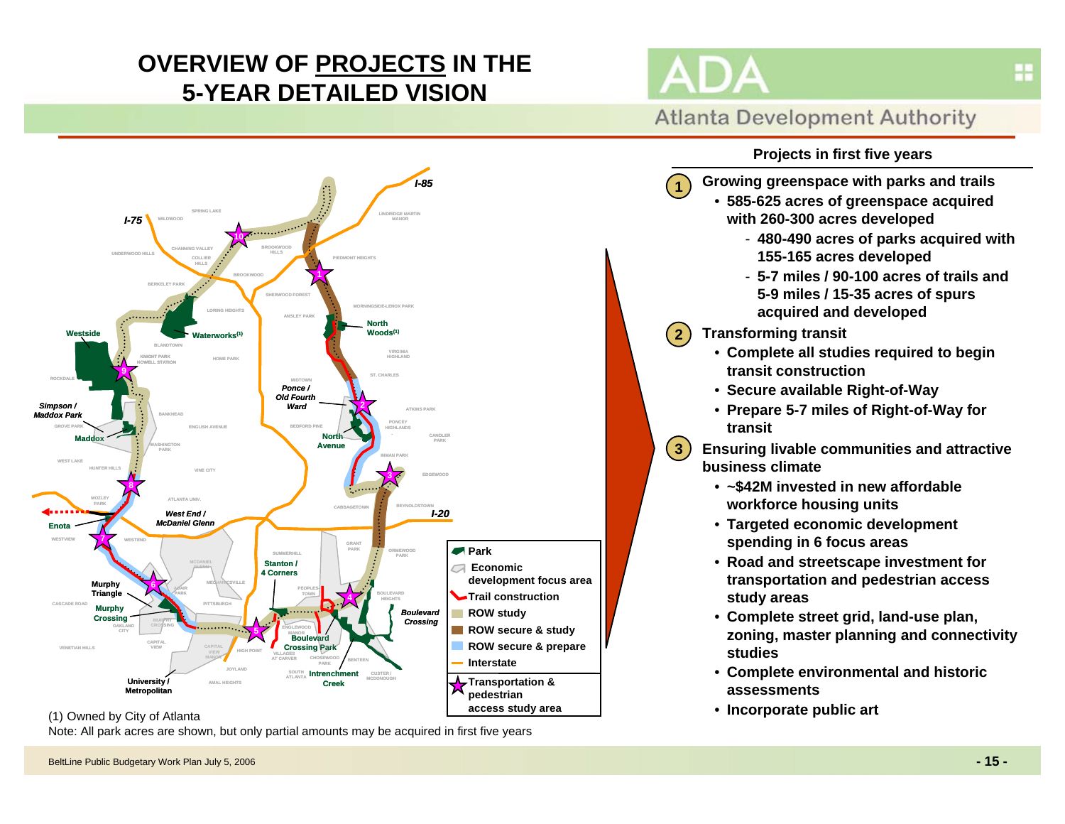# OVERVIEW OF PROJECTS IN THE 5-YEAR DETAILED VISION

Atlanta Development Authority

**Legend:**
- Park
- Economic development focus area
- Trail construction
- ROW study
- ROW secure & study
- ROW secure & prepare
- Interstate
- Transportation & pedestrian access study area

(1) Owned by City of Atlanta

Note: All park acres are shown, but only partial amounts may be acquired in first five years

## Projects in first five years

1. **Growing greenspace with parks and trails**
   - 585-625 acres of greenspace acquired with 260-300 acres developed
     - 480-490 acres of parks acquired with 155-165 acres developed
     - 5-7 miles / 90-100 acres of trails and 5-9 miles / 15-35 acres of spurs acquired and developed
2. **Transforming transit**
   - Complete all studies required to begin transit construction
   - Secure available Right-of-Way
   - Prepare 5-7 miles of Right-of-Way for transit
3. **Ensuring livable communities and attractive business climate**
   - ~$42M invested in new affordable workforce housing units
   - Targeted economic development spending in 6 focus areas
   - Road and streetscape investment for transportation and pedestrian access study areas
   - Complete street grid, land-use plan, zoning, master planning and connectivity studies
   - Complete environmental and historic assessments
   - Incorporate public art

BeltLine Public Budgetary Work Plan July 5, 2006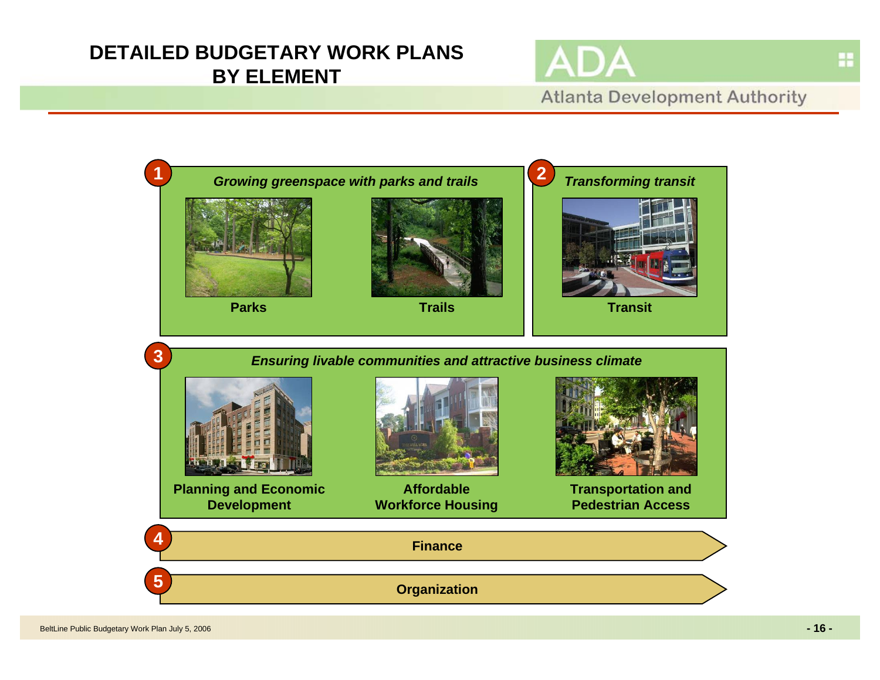# DETAILED BUDGETARY WORK PLANS BY ELEMENT

**1** *Growing greenspace with parks and trails*

- **Parks**
- **Trails**

**2** *Transforming transit*

- **Transit**

**3** *Ensuring livable communities and attractive business climate*

- **Planning and Economic Development**
- **Affordable Workforce Housing**
- **Transportation and Pedestrian Access**

**4** **Finance**

**5** **Organization**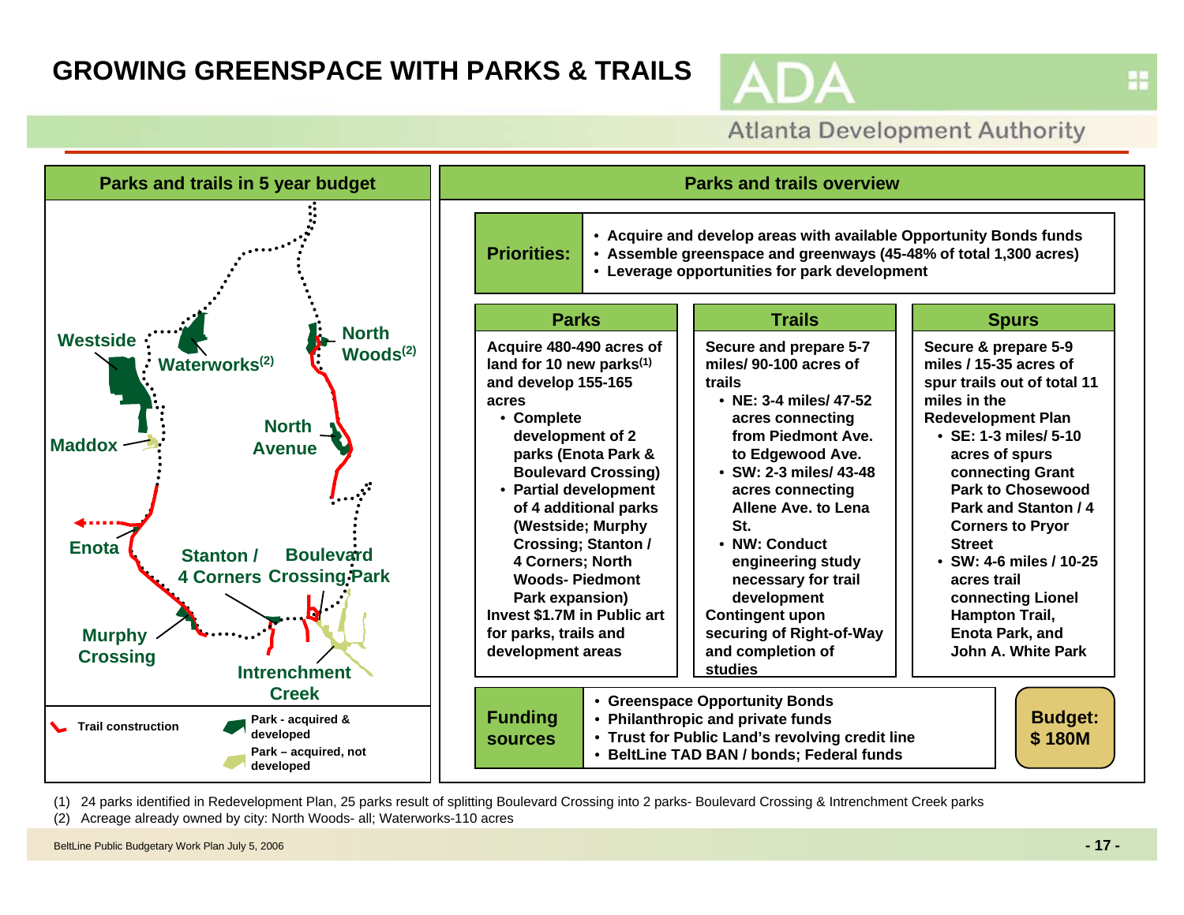# GROWING GREENSPACE WITH PARKS & TRAILS

Atlanta Development Authority

## Parks and trails in 5 year budget

Westside · Waterworks[2] · North Woods[2] · Maddox · North Avenue · Enota · Stanton / 4 Corners · Boulevard Crossing Park · Murphy Crossing · Intrenchment Creek

Legend: Trail construction · Park - acquired & developed · Park – acquired, not developed

## Parks and trails overview

**Priorities:**

- Acquire and develop areas with available Opportunity Bonds funds
- Assemble greenspace and greenways (45-48% of total 1,300 acres)
- Leverage opportunities for park development

| Parks | Trails | Spurs |
|---|---|---|
| Acquire 480-490 acres of land for 10 new parks[1] and develop 155-165 acres<br>• Complete development of 2 parks (Enota Park & Boulevard Crossing)<br>• Partial development of 4 additional parks (Westside; Murphy Crossing; Stanton / 4 Corners; North Woods- Piedmont Park expansion)<br>Invest $1.7M in Public art for parks, trails and development areas | Secure and prepare 5-7 miles/ 90-100 acres of trails<br>• NE: 3-4 miles/ 47-52 acres connecting from Piedmont Ave. to Edgewood Ave.<br>• SW: 2-3 miles/ 43-48 acres connecting Allene Ave. to Lena St.<br>• NW: Conduct engineering study necessary for trail development<br>Contingent upon securing of Right-of-Way and completion of studies | Secure & prepare 5-9 miles / 15-35 acres of spur trails out of total 11 miles in the Redevelopment Plan<br>• SE: 1-3 miles/ 5-10 acres of spurs connecting Grant Park to Chosewood Park and Stanton / 4 Corners to Pryor Street<br>• SW: 4-6 miles / 10-25 acres trail connecting Lionel Hampton Trail, Enota Park, and John A. White Park |

**Funding sources**

- Greenspace Opportunity Bonds
- Philanthropic and private funds
- Trust for Public Land's revolving credit line
- BeltLine TAD BAN / bonds; Federal funds

**Budget: $ 180M**

(1) 24 parks identified in Redevelopment Plan, 25 parks result of splitting Boulevard Crossing into 2 parks- Boulevard Crossing & Intrenchment Creek parks

(2) Acreage already owned by city: North Woods- all; Waterworks-110 acres

BeltLine Public Budgetary Work Plan July 5, 2006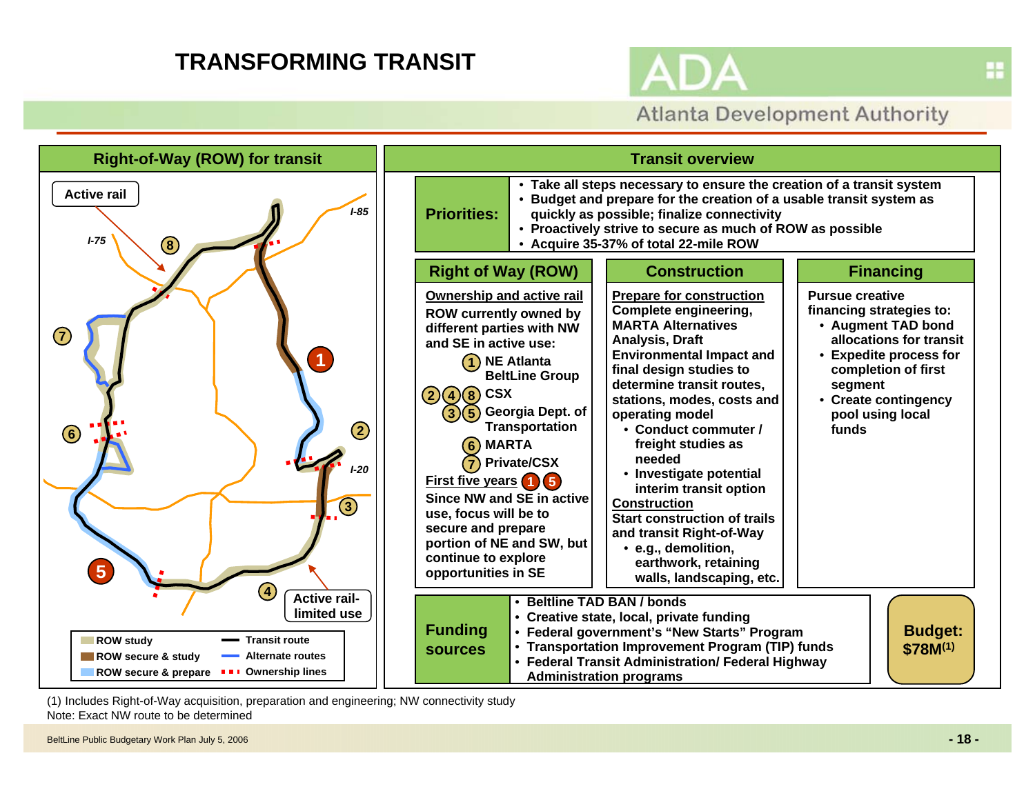# TRANSFORMING TRANSIT

## Right-of-Way (ROW) for transit

Active rail

I-85

I-75

I-20

Active rail-limited use

Legend:
- ROW study
- ROW secure & study
- ROW secure & prepare
- Transit route
- Alternate routes
- Ownership lines

## Transit overview

**Priorities:**

- Take all steps necessary to ensure the creation of a transit system
- Budget and prepare for the creation of a usable transit system as quickly as possible; finalize connectivity
- Proactively strive to secure as much of ROW as possible
- Acquire 35-37% of total 22-mile ROW

### Right of Way (ROW)

**Ownership and active rail**

ROW currently owned by different parties with NW and SE in active use:

- (1) NE Atlanta BeltLine Group
- (2)(4)(8) CSX
- (3)(5) Georgia Dept. of Transportation
- (6) MARTA
- (7) Private/CSX

**First five years** (1)(5)

Since NW and SE in active use, focus will be to secure and prepare portion of NE and SW, but continue to explore opportunities in SE

### Construction

**Prepare for construction**

Complete engineering, MARTA Alternatives Analysis, Draft Environmental Impact and final design studies to determine transit routes, stations, modes, costs and operating model

- Conduct commuter / freight studies as needed
- Investigate potential interim transit option

**Construction**

Start construction of trails and transit Right-of-Way

- e.g., demolition, earthwork, retaining walls, landscaping, etc.

### Financing

Pursue creative financing strategies to:

- Augment TAD bond allocations for transit
- Expedite process for completion of first segment
- Create contingency pool using local funds

**Funding sources**

- Beltline TAD BAN / bonds
- Creative state, local, private funding
- Federal government's "New Starts" Program
- Transportation Improvement Program (TIP) funds
- Federal Transit Administration/ Federal Highway Administration programs

**Budget: $78M(1)**

(1) Includes Right-of-Way acquisition, preparation and engineering; NW connectivity study

Note: Exact NW route to be determined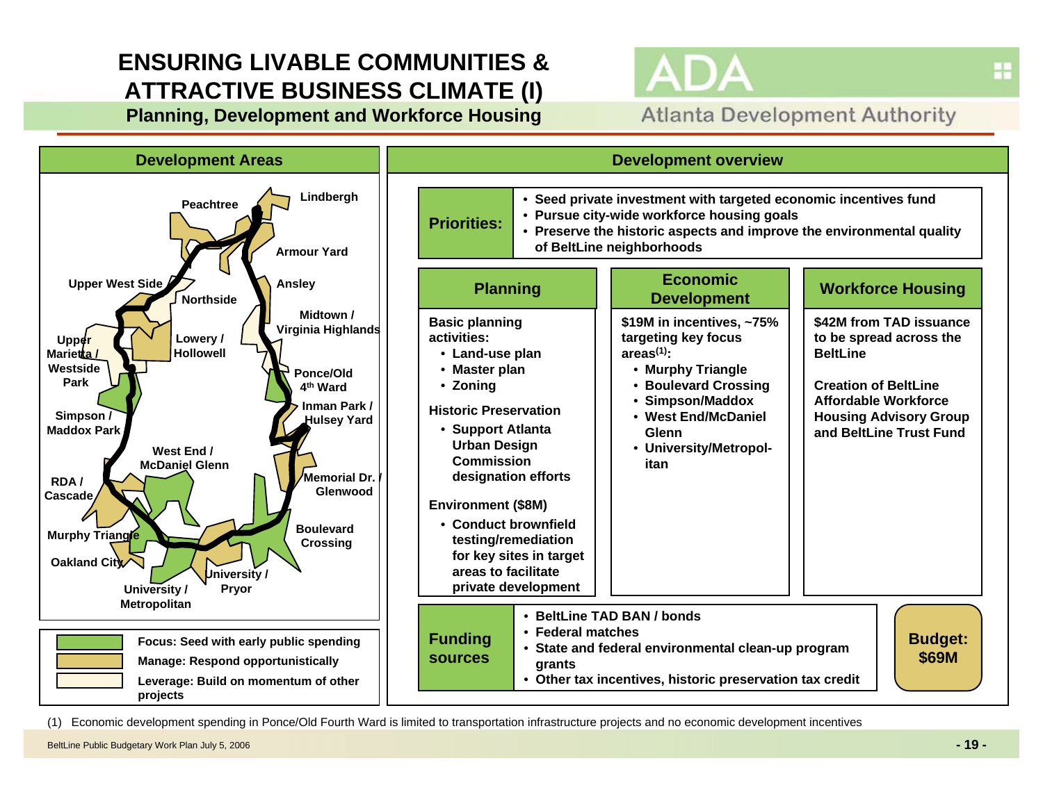# ENSURING LIVABLE COMMUNITIES & ATTRACTIVE BUSINESS CLIMATE (I)

## Planning, Development and Workforce Housing

ADA Atlanta Development Authority

### Development Areas

Peachtree, Lindbergh, Armour Yard, Upper West Side, Ansley, Northside, Midtown / Virginia Highlands, Upper Marietta / Westside Park, Lowery / Hollowell, Ponce/Old 4th Ward, Inman Park / Hulsey Yard, Simpson / Maddox Park, West End / McDaniel Glenn, Memorial Dr. / Glenwood, RDA / Cascade, Boulevard Crossing, Murphy Triangle, Oakland City, University / Pryor, University / Metropolitan

- Focus: Seed with early public spending
- Manage: Respond opportunistically
- Leverage: Build on momentum of other projects

### Development overview

**Priorities:**

- Seed private investment with targeted economic incentives fund
- Pursue city-wide workforce housing goals
- Preserve the historic aspects and improve the environmental quality of BeltLine neighborhoods

| Planning | Economic Development | Workforce Housing |
| --- | --- | --- |
| **Basic planning activities:**<br>• Land-use plan<br>• Master plan<br>• Zoning<br><br>**Historic Preservation**<br>• Support Atlanta Urban Design Commission designation efforts<br><br>**Environment ($8M)**<br>• Conduct brownfield testing/remediation for key sites in target areas to facilitate private development | $19M in incentives, ~75% targeting key focus areas[(1)]:<br>• Murphy Triangle<br>• Boulevard Crossing<br>• Simpson/Maddox<br>• West End/McDaniel Glenn<br>• University/Metropolitan | $42M from TAD issuance to be spread across the BeltLine<br><br>Creation of BeltLine Affordable Workforce Housing Advisory Group and BeltLine Trust Fund |

**Funding sources**

- BeltLine TAD BAN / bonds
- Federal matches
- State and federal environmental clean-up program grants
- Other tax incentives, historic preservation tax credit

**Budget: $69M**

(1) Economic development spending in Ponce/Old Fourth Ward is limited to transportation infrastructure projects and no economic development incentives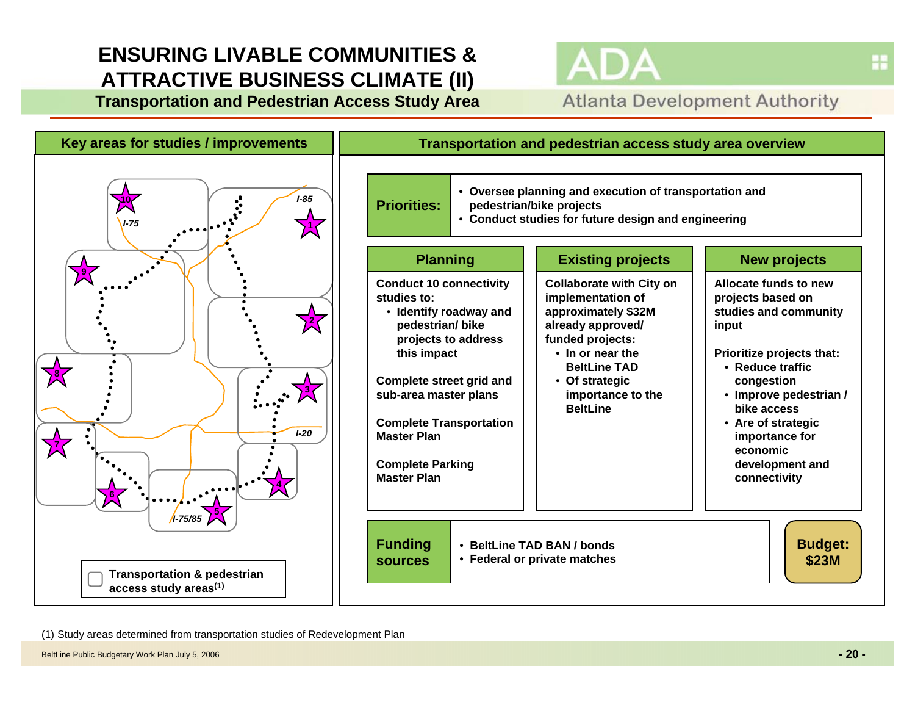# ENSURING LIVABLE COMMUNITIES & ATTRACTIVE BUSINESS CLIMATE (II)

## Transportation and Pedestrian Access Study Area

### Key areas for studies / improvements

I-85, I-75, I-20, I-75/85

Study areas: 1, 2, 3, 4, 5, 6, 7, 8, 9, 10

Transportation & pedestrian access study areas[1]

### Transportation and pedestrian access study area overview

**Priorities:**

- Oversee planning and execution of transportation and pedestrian/bike projects
- Conduct studies for future design and engineering

**Planning**

Conduct 10 connectivity studies to:

- Identify roadway and pedestrian/ bike projects to address this impact

Complete street grid and sub-area master plans

Complete Transportation Master Plan

Complete Parking Master Plan

**Existing projects**

Collaborate with City on implementation of approximately $32M already approved/ funded projects:

- In or near the BeltLine TAD
- Of strategic importance to the BeltLine

**New projects**

Allocate funds to new projects based on studies and community input

Prioritize projects that:

- Reduce traffic congestion
- Improve pedestrian / bike access
- Are of strategic importance for economic development and connectivity

**Funding sources**

- BeltLine TAD BAN / bonds
- Federal or private matches

**Budget: $23M**

(1) Study areas determined from transportation studies of Redevelopment Plan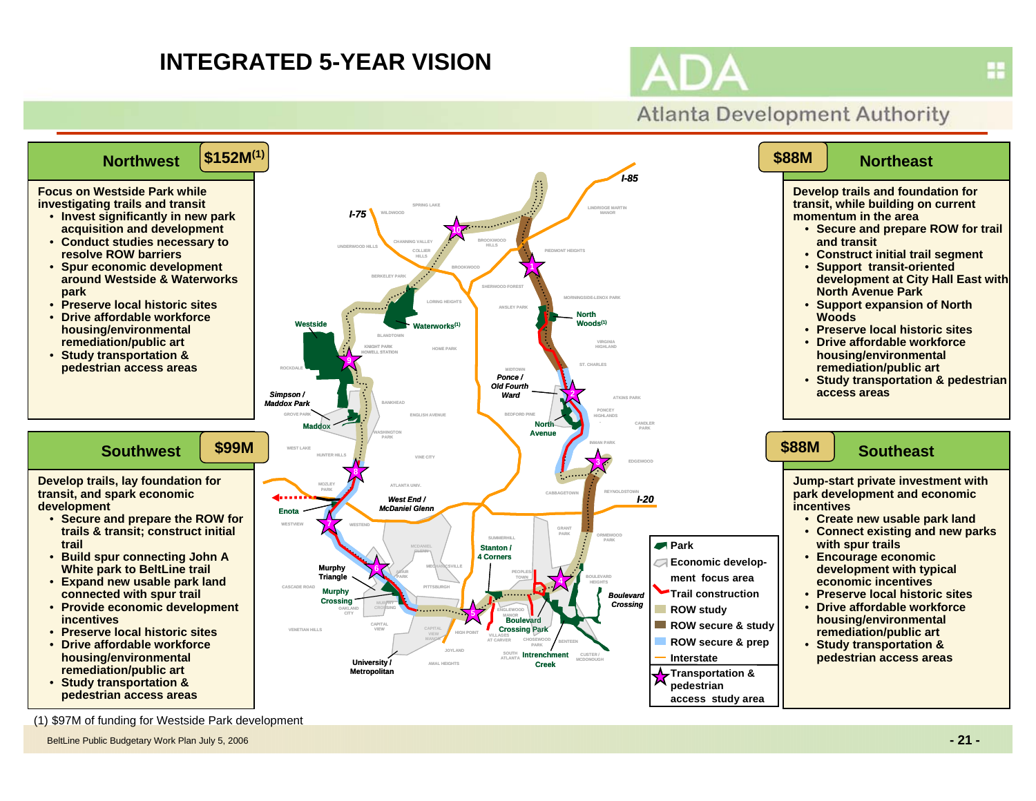# INTEGRATED 5-YEAR VISION

## Northwest — $152M[1]

**Focus on Westside Park while investigating trails and transit**

- **Invest significantly in new park acquisition and development**
- **Conduct studies necessary to resolve ROW barriers**
- **Spur economic development around Westside & Waterworks park**
- **Preserve local historic sites**
- **Drive affordable workforce housing/environmental remediation/public art**
- **Study transportation & pedestrian access areas**

## Northeast — $88M

**Develop trails and foundation for transit, while building on current momentum in the area**

- **Secure and prepare ROW for trail and transit**
- **Construct initial trail segment**
- **Support transit-oriented development at City Hall East with North Avenue Park**
- **Support expansion of North Woods**
- **Preserve local historic sites**
- **Drive affordable workforce housing/environmental remediation/public art**
- **Study transportation & pedestrian access areas**

## Southwest — $99M

**Develop trails, lay foundation for transit, and spark economic development**

- **Secure and prepare the ROW for trails & transit; construct initial trail**
- **Build spur connecting John A White park to BeltLine trail**
- **Expand new usable park land connected with spur trail**
- **Provide economic development incentives**
- **Preserve local historic sites**
- **Drive affordable workforce housing/environmental remediation/public art**
- **Study transportation & pedestrian access areas**

## Southeast — $88M

**Jump-start private investment with park development and economic incentives**

- **Create new usable park land**
- **Connect existing and new parks with spur trails**
- **Encourage economic development with typical economic incentives**
- **Preserve local historic sites**
- **Drive affordable workforce housing/environmental remediation/public art**
- **Study transportation & pedestrian access areas**

**Map legend:** Park; Economic development focus area; Trail construction; ROW study; ROW secure & study; ROW secure & prep; Interstate; Transportation & pedestrian access study area

(1) $97M of funding for Westside Park development

BeltLine Public Budgetary Work Plan July 5, 2006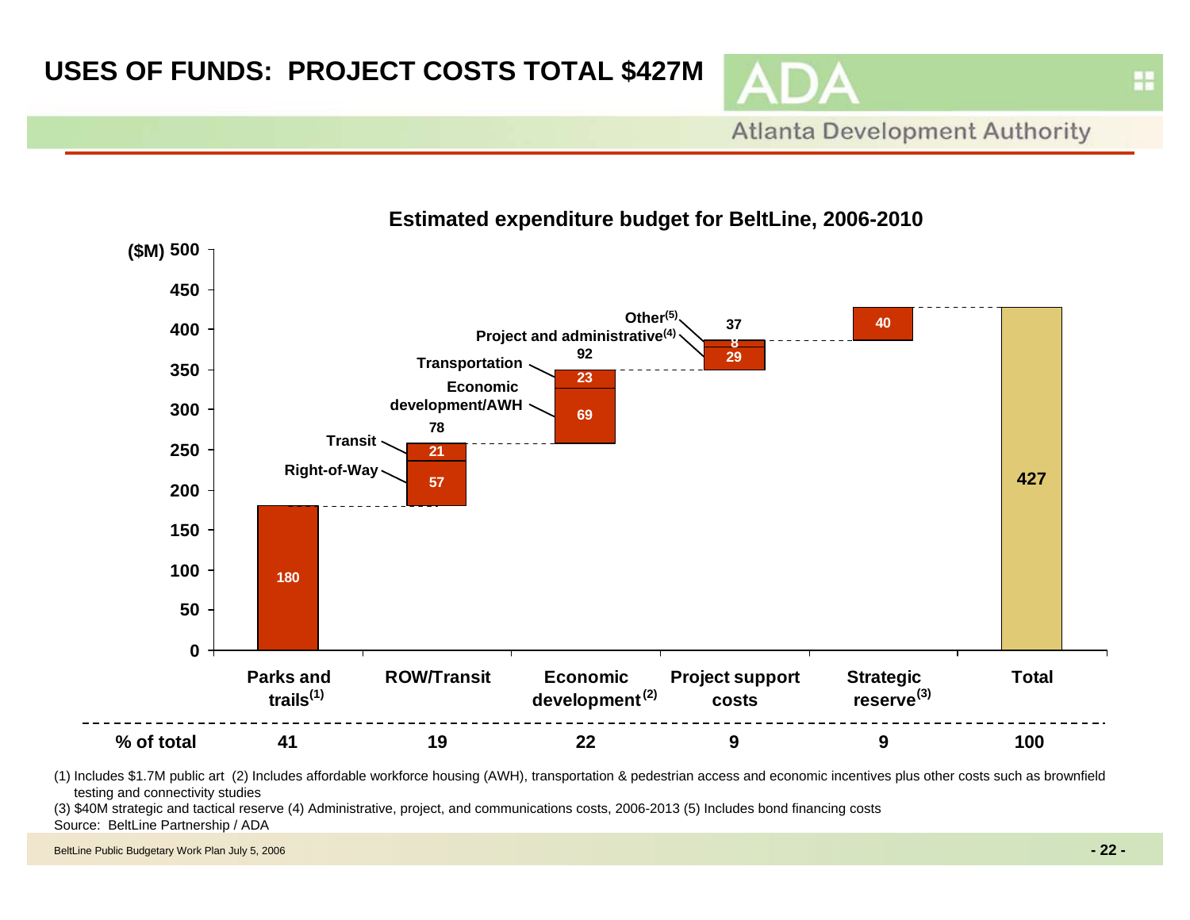# USES OF FUNDS: PROJECT COSTS TOTAL $427M

ADA Atlanta Development Authority

## Estimated expenditure budget for BeltLine, 2006-2010

($M)

| Category | Components | Subtotal ($M) | % of total |
|---|---|---|---|
| Parks and trails[1] | | 180 | 41 |
| ROW/Transit | Right-of-Way: 57; Transit: 21 | 78 | 19 |
| Economic development[2] | Economic development/AWH: 69; Transportation: 23 | 92 | 22 |
| Project support costs | Project and administrative[4]: 29; Other[5]: 8 | 37 | 9 |
| Strategic reserve[3] | | 40 | 9 |
| Total | | 427 | 100 |

(1) Includes $1.7M public art (2) Includes affordable workforce housing (AWH), transportation & pedestrian access and economic incentives plus other costs such as brownfield testing and connectivity studies

(3) $40M strategic and tactical reserve (4) Administrative, project, and communications costs, 2006-2013 (5) Includes bond financing costs

Source: BeltLine Partnership / ADA

BeltLine Public Budgetary Work Plan July 5, 2006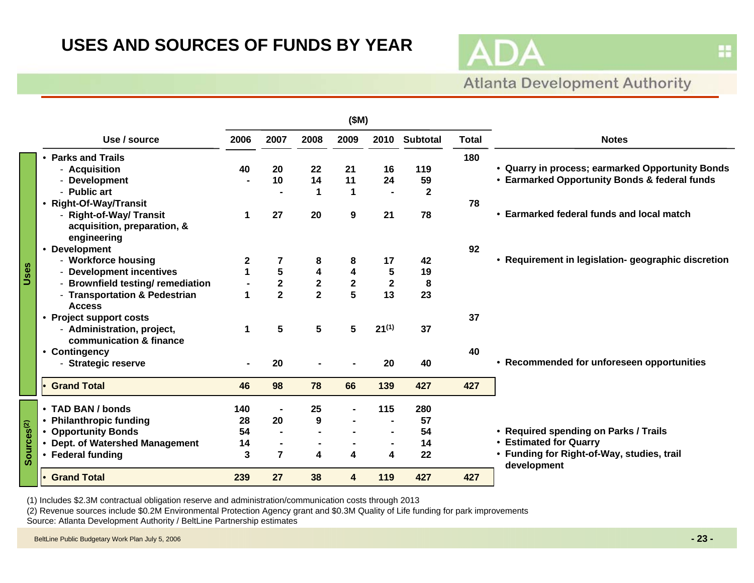# USES AND SOURCES OF FUNDS BY YEAR

Atlanta Development Authority

($M)

| | Use / source | 2006 | 2007 | 2008 | 2009 | 2010 | Subtotal | Total | Notes |
|---|---|---|---|---|---|---|---|---|---|
| Uses | • **Parks and Trails** | | | | | | | 180 | |
| | - Acquisition | 40 | 20 | 22 | 21 | 16 | 119 | | • Quarry in process; earmarked Opportunity Bonds |
| | - Development | - | 10 | 14 | 11 | 24 | 59 | | • Earmarked Opportunity Bonds & federal funds |
| | - Public art | | - | 1 | 1 | - | 2 | | |
| | • **Right-Of-Way/Transit** | | | | | | | 78 | |
| | - Right-of-Way/ Transit acquisition, preparation, & engineering | 1 | 27 | 20 | 9 | 21 | 78 | | • Earmarked federal funds and local match |
| | • **Development** | | | | | | | 92 | |
| | - Workforce housing | 2 | 7 | 8 | 8 | 17 | 42 | | • Requirement in legislation- geographic discretion |
| | - Development incentives | 1 | 5 | 4 | 4 | 5 | 19 | | |
| | - Brownfield testing/ remediation | - | 2 | 2 | 2 | 2 | 8 | | |
| | - Transportation & Pedestrian Access | 1 | 2 | 2 | 5 | 13 | 23 | | |
| | • **Project support costs** | | | | | | | 37 | |
| | - Administration, project, communication & finance | 1 | 5 | 5 | 5 | 21 (1) | 37 | | |
| | • **Contingency** | | | | | | | 40 | |
| | - Strategic reserve | - | 20 | - | - | 20 | 40 | | • Recommended for unforeseen opportunities |
| | • **Grand Total** | 46 | 98 | 78 | 66 | 139 | 427 | 427 | |
| Sources (2) | • TAD BAN / bonds | 140 | - | 25 | - | 115 | 280 | | |
| | • Philanthropic funding | 28 | 20 | 9 | - | - | 57 | | |
| | • Opportunity Bonds | 54 | - | - | - | - | 54 | | • Required spending on Parks / Trails |
| | • Dept. of Watershed Management | 14 | - | - | - | - | 14 | | • Estimated for Quarry |
| | • Federal funding | 3 | 7 | 4 | 4 | 4 | 22 | | • Funding for Right-of-Way, studies, trail development |
| | • **Grand Total** | 239 | 27 | 38 | 4 | 119 | 427 | 427 | |

(1) Includes $2.3M contractual obligation reserve and administration/communication costs through 2013

(2) Revenue sources include $0.2M Environmental Protection Agency grant and $0.3M Quality of Life funding for park improvements

Source: Atlanta Development Authority / BeltLine Partnership estimates

BeltLine Public Budgetary Work Plan July 5, 2006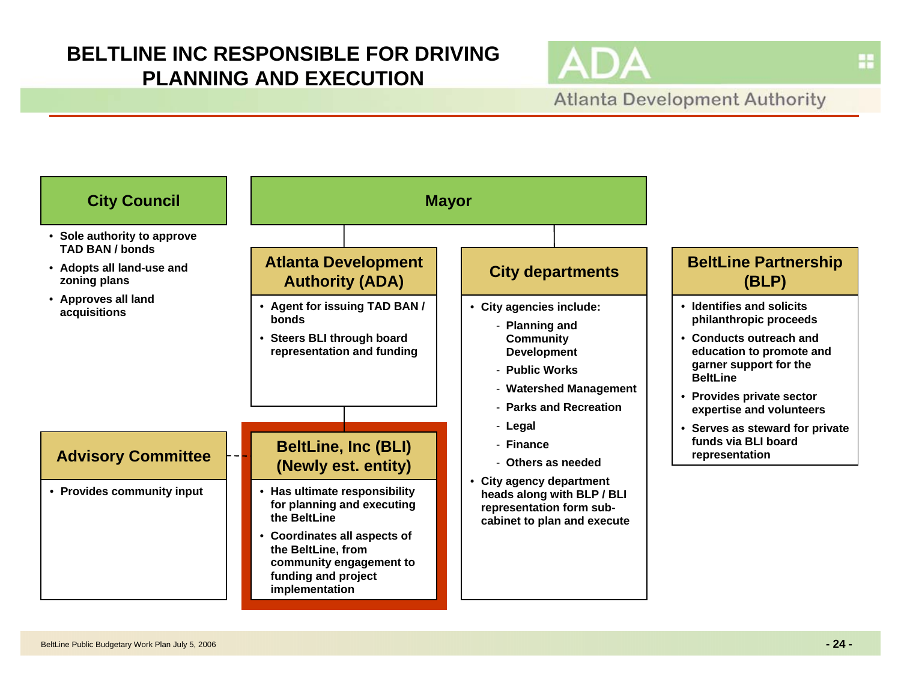# BELTLINE INC RESPONSIBLE FOR DRIVING PLANNING AND EXECUTION

ADA
Atlanta Development Authority

## City Council

- Sole authority to approve TAD BAN / bonds
- Adopts all land-use and zoning plans
- Approves all land acquisitions

## Mayor

### Atlanta Development Authority (ADA)

- Agent for issuing TAD BAN / bonds
- Steers BLI through board representation and funding

### City departments

- City agencies include:
  - Planning and Community Development
  - Public Works
  - Watershed Management
  - Parks and Recreation
  - Legal
  - Finance
  - Others as needed
- City agency department heads along with BLP / BLI representation form sub-cabinet to plan and execute

## BeltLine Partnership (BLP)

- Identifies and solicits philanthropic proceeds
- Conducts outreach and education to promote and garner support for the BeltLine
- Provides private sector expertise and volunteers
- Serves as steward for private funds via BLI board representation

## Advisory Committee

- Provides community input

## BeltLine, Inc (BLI) (Newly est. entity)

- Has ultimate responsibility for planning and executing the BeltLine
- Coordinates all aspects of the BeltLine, from community engagement to funding and project implementation

BeltLine Public Budgetary Work Plan July 5, 2006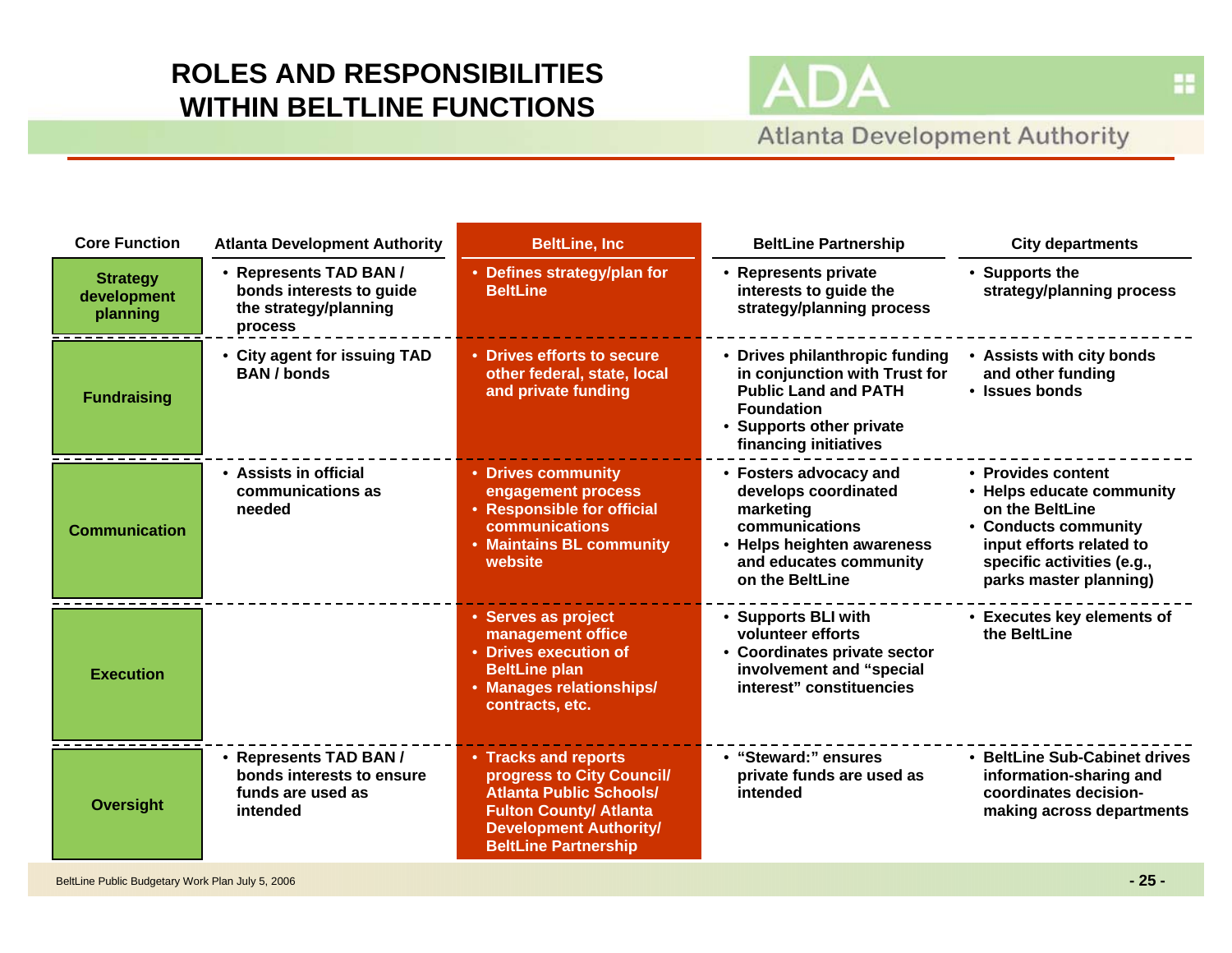# ROLES AND RESPONSIBILITIES WITHIN BELTLINE FUNCTIONS

| Core Function | Atlanta Development Authority | BeltLine, Inc | BeltLine Partnership | City departments |
|---|---|---|---|---|
| **Strategy development planning** | • Represents TAD BAN / bonds interests to guide the strategy/planning process | • Defines strategy/plan for BeltLine | • Represents private interests to guide the strategy/planning process | • Supports the strategy/planning process |
| **Fundraising** | • City agent for issuing TAD BAN / bonds | • Drives efforts to secure other federal, state, local and private funding | • Drives philanthropic funding in conjunction with Trust for Public Land and PATH Foundation<br>• Supports other private financing initiatives | • Assists with city bonds and other funding<br>• Issues bonds |
| **Communication** | • Assists in official communications as needed | • Drives community engagement process<br>• Responsible for official communications<br>• Maintains BL community website | • Fosters advocacy and develops coordinated marketing communications<br>• Helps heighten awareness and educates community on the BeltLine | • Provides content<br>• Helps educate community on the BeltLine<br>• Conducts community input efforts related to specific activities (e.g., parks master planning) |
| **Execution** | | • Serves as project management office<br>• Drives execution of BeltLine plan<br>• Manages relationships/ contracts, etc. | • Supports BLI with volunteer efforts<br>• Coordinates private sector involvement and "special interest" constituencies | • Executes key elements of the BeltLine |
| **Oversight** | • Represents TAD BAN / bonds interests to ensure funds are used as intended | • Tracks and reports progress to City Council/ Atlanta Public Schools/ Fulton County/ Atlanta Development Authority/ BeltLine Partnership | • "Steward:" ensures private funds are used as intended | • BeltLine Sub-Cabinet drives information-sharing and coordinates decision-making across departments |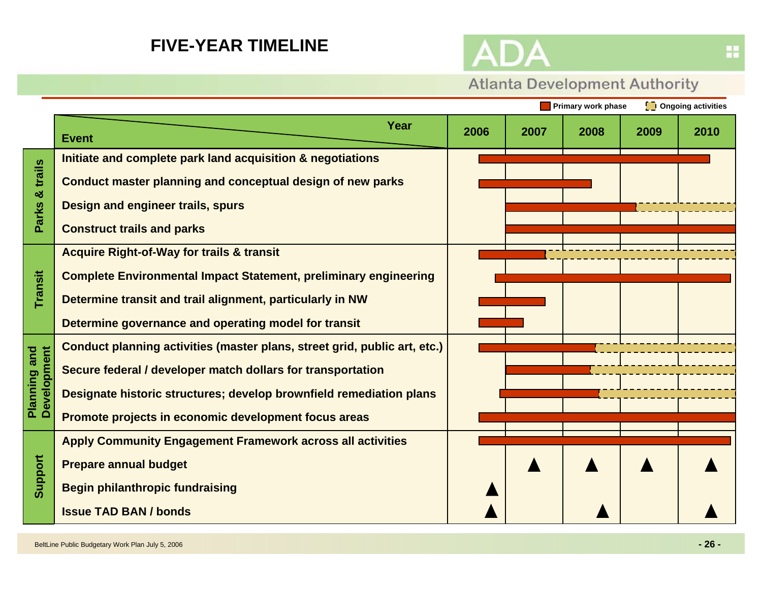# FIVE-YEAR TIMELINE

Atlanta Development Authority

Legend: Primary work phase | Ongoing activities

| Category | Event | 2006 | 2007 | 2008 | 2009 | 2010 |
|---|---|---|---|---|---|---|
| Parks & trails | Initiate and complete park land acquisition & negotiations | Primary | Primary | Primary | Primary | Primary |
| | Conduct master planning and conceptual design of new parks | Primary | Primary | Primary | | |
| | Design and engineer trails, spurs | | Primary | Primary | Primary / Ongoing | Ongoing |
| | Construct trails and parks | | Primary | Primary | Primary | Primary |
| Transit | Acquire Right-of-Way for trails & transit | Primary | Primary / Ongoing | Ongoing | Ongoing | Ongoing |
| | Complete Environmental Impact Statement, preliminary engineering | Primary | Primary | Primary | Primary | Primary |
| | Determine transit and trail alignment, particularly in NW | Primary | Primary | | | |
| | Determine governance and operating model for transit | Primary | Primary | | | |
| Planning and Development | Conduct planning activities (master plans, street grid, public art, etc.) | Primary | Primary | Primary / Ongoing | Ongoing | Ongoing |
| | Secure federal / developer match dollars for transportation | | Primary | Primary / Ongoing | Ongoing | Ongoing |
| | Designate historic structures; develop brownfield remediation plans | Primary | Primary | Primary / Ongoing | Ongoing | Ongoing |
| | Promote projects in economic development focus areas | Primary | Primary | Primary | Primary | Primary |
| Support | Apply Community Engagement Framework across all activities | Primary | Primary | Primary | Primary | Primary |
| | Prepare annual budget | | ▲ | ▲ | ▲ | ▲ |
| | Begin philanthropic fundraising | ▲ | | | | |
| | Issue TAD BAN / bonds | ▲ | | ▲ | | ▲ |

BeltLine Public Budgetary Work Plan July 5, 2006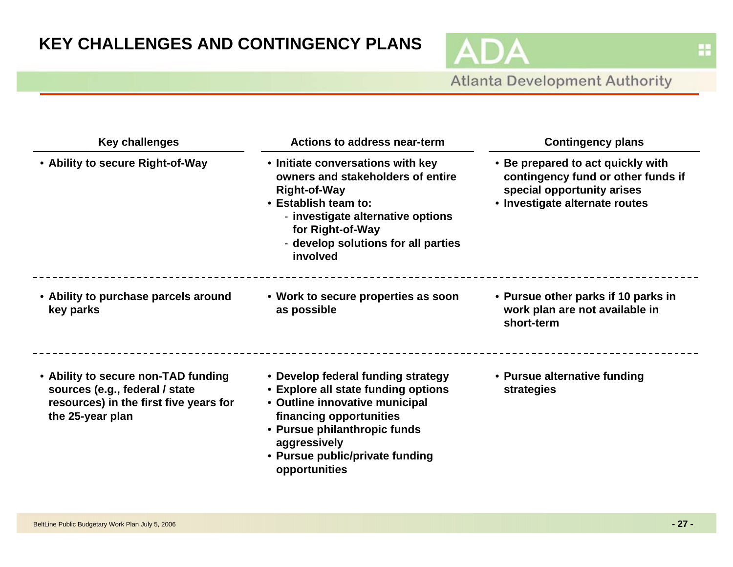# KEY CHALLENGES AND CONTINGENCY PLANS

| Key challenges | Actions to address near-term | Contingency plans |
|---|---|---|
| • Ability to secure Right-of-Way | • Initiate conversations with key owners and stakeholders of entire Right-of-Way<br>• Establish team to:<br>- investigate alternative options for Right-of-Way<br>- develop solutions for all parties involved | • Be prepared to act quickly with contingency fund or other funds if special opportunity arises<br>• Investigate alternate routes |
| • Ability to purchase parcels around key parks | • Work to secure properties as soon as possible | • Pursue other parks if 10 parks in work plan are not available in short-term |
| • Ability to secure non-TAD funding sources (e.g., federal / state resources) in the first five years for the 25-year plan | • Develop federal funding strategy<br>• Explore all state funding options<br>• Outline innovative municipal financing opportunities<br>• Pursue philanthropic funds aggressively<br>• Pursue public/private funding opportunities | • Pursue alternative funding strategies |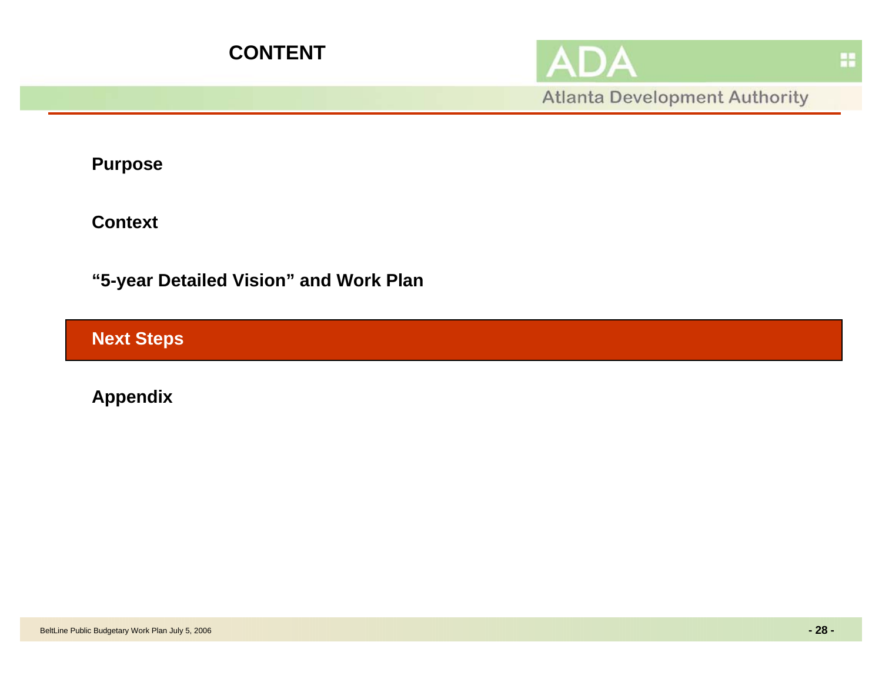# CONTENT

Atlanta Development Authority

**Purpose**

**Context**

**"5-year Detailed Vision" and Work Plan**

**Next Steps**

**Appendix**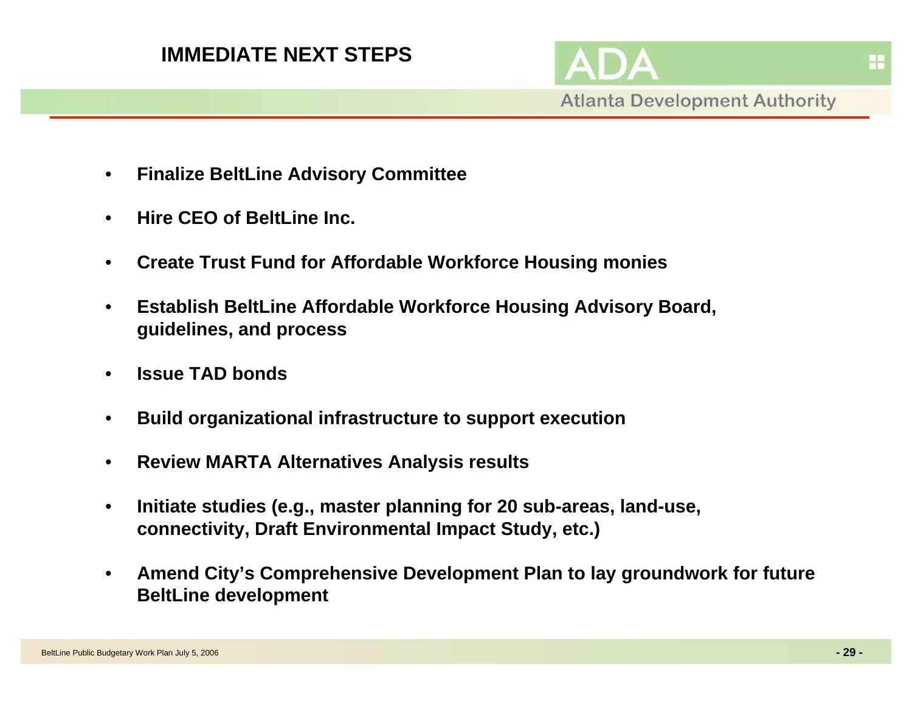# IMMEDIATE NEXT STEPS

- **Finalize BeltLine Advisory Committee**
- **Hire CEO of BeltLine Inc.**
- **Create Trust Fund for Affordable Workforce Housing monies**
- **Establish BeltLine Affordable Workforce Housing Advisory Board, guidelines, and process**
- **Issue TAD bonds**
- **Build organizational infrastructure to support execution**
- **Review MARTA Alternatives Analysis results**
- **Initiate studies (e.g., master planning for 20 sub-areas, land-use, connectivity, Draft Environmental Impact Study, etc.)**
- **Amend City's Comprehensive Development Plan to lay groundwork for future BeltLine development**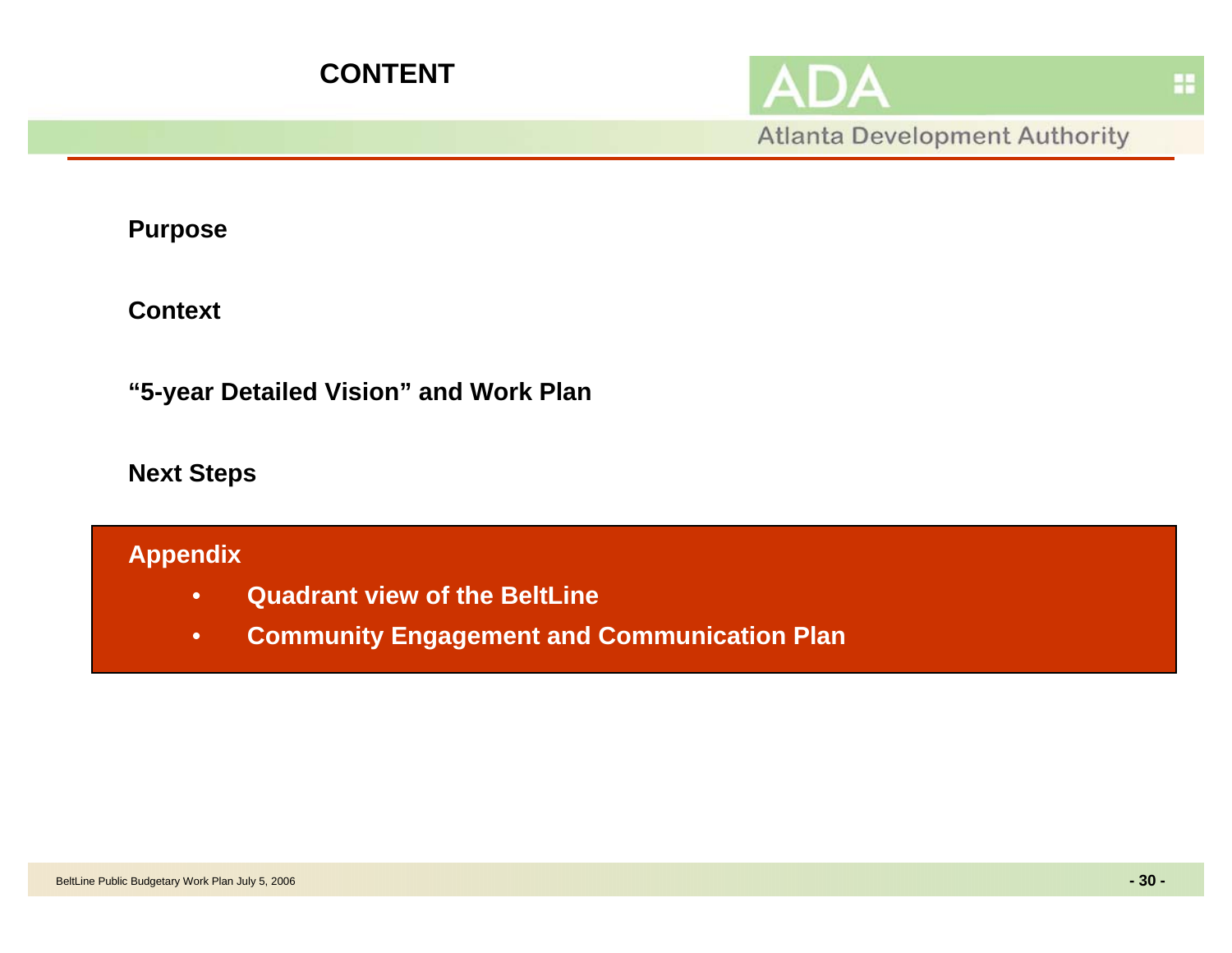# CONTENT

**Purpose**

**Context**

**"5-year Detailed Vision" and Work Plan**

**Next Steps**

**Appendix**

- **Quadrant view of the BeltLine**
- **Community Engagement and Communication Plan**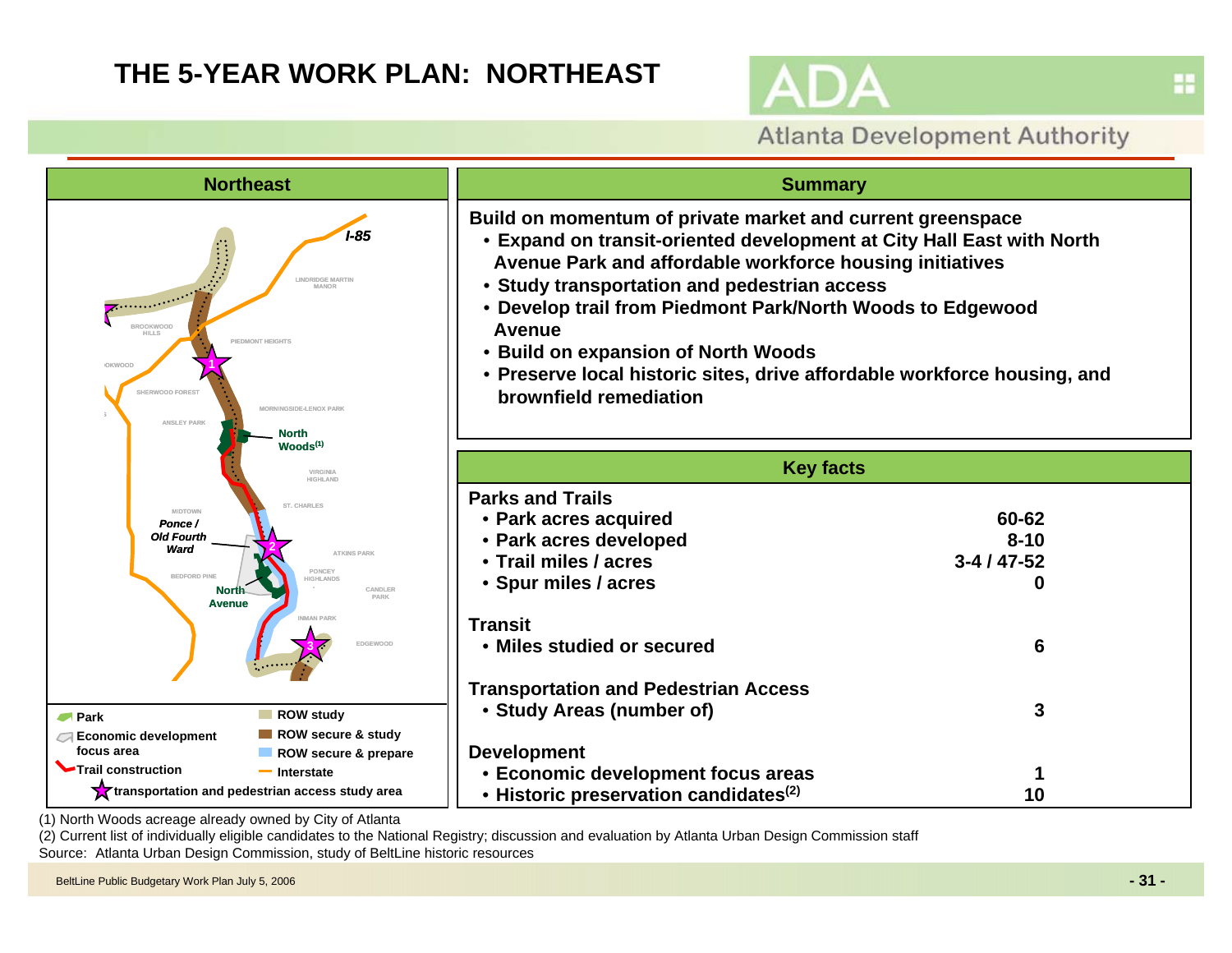# THE 5-YEAR WORK PLAN: NORTHEAST

ADA
Atlanta Development Authority

## Northeast

I-85

LINDRIDGE MARTIN MANOR

BROOKWOOD HILLS

PIEDMONT HEIGHTS

SHERWOOD FOREST

MORNINGSIDE-LENOX PARK

ANSLEY PARK

North Woods(1)

VIRGINIA HIGHLAND

MIDTOWN

ST. CHARLES

*Ponce / Old Fourth Ward*

ATKINS PARK

BEDFORD PINE

PONCEY HIGHLANDS

North Avenue

CANDLER PARK

INMAN PARK

EDGEWOOD

- Park
- Economic development focus area
- Trail construction
- ROW study
- ROW secure & study
- ROW secure & prepare
- Interstate
- transportation and pedestrian access study area

## Summary

**Build on momentum of private market and current greenspace**

- **Expand on transit-oriented development at City Hall East with North Avenue Park and affordable workforce housing initiatives**
- **Study transportation and pedestrian access**
- **Develop trail from Piedmont Park/North Woods to Edgewood Avenue**
- **Build on expansion of North Woods**
- **Preserve local historic sites, drive affordable workforce housing, and brownfield remediation**

## Key facts

| | |
|---|---|
| **Parks and Trails** | |
| • Park acres acquired | 60-62 |
| • Park acres developed | 8-10 |
| • Trail miles / acres | 3-4 / 47-52 |
| • Spur miles / acres | 0 |
| **Transit** | |
| • Miles studied or secured | 6 |
| **Transportation and Pedestrian Access** | |
| • Study Areas (number of) | 3 |
| **Development** | |
| • Economic development focus areas | 1 |
| • Historic preservation candidates[2] | 10 |

(1) North Woods acreage already owned by City of Atlanta

(2) Current list of individually eligible candidates to the National Registry; discussion and evaluation by Atlanta Urban Design Commission staff

Source: Atlanta Urban Design Commission, study of BeltLine historic resources

BeltLine Public Budgetary Work Plan July 5, 2006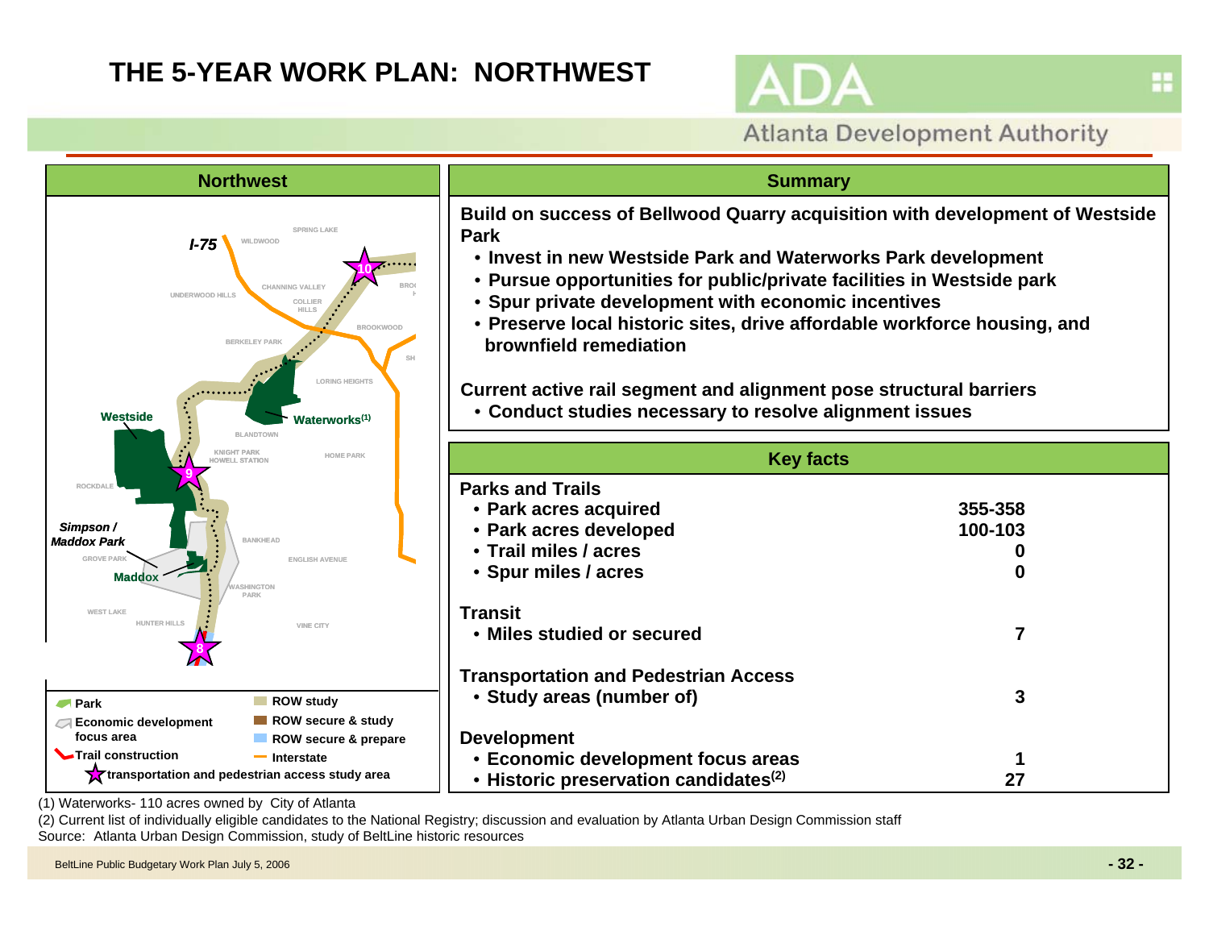# THE 5-YEAR WORK PLAN: NORTHWEST

ADA Atlanta Development Authority

## Northwest

I-75, SPRING LAKE, WILDWOOD, UNDERWOOD HILLS, CHANNING VALLEY, COLLIER HILLS, BROOKWOOD, BERKELEY PARK, LORING HEIGHTS, Westside, Waterworks[1], BLANDTOWN, KNIGHT PARK HOWELL STATION, HOME PARK, ROCKDALE, Simpson / Maddox Park, BANKHEAD, GROVE PARK, ENGLISH AVENUE, Maddox, WASHINGTON PARK, WEST LAKE, HUNTER HILLS, VINE CITY

Legend:
- Park
- Economic development focus area
- Trail construction
- transportation and pedestrian access study area
- ROW study
- ROW secure & study
- ROW secure & prepare
- Interstate

## Summary

**Build on success of Bellwood Quarry acquisition with development of Westside Park**

- Invest in new Westside Park and Waterworks Park development
- Pursue opportunities for public/private facilities in Westside park
- Spur private development with economic incentives
- Preserve local historic sites, drive affordable workforce housing, and brownfield remediation

**Current active rail segment and alignment pose structural barriers**

- Conduct studies necessary to resolve alignment issues

## Key facts

| | |
|---|---|
| **Parks and Trails** | |
| • Park acres acquired | 355-358 |
| • Park acres developed | 100-103 |
| • Trail miles / acres | 0 |
| • Spur miles / acres | 0 |
| **Transit** | |
| • Miles studied or secured | 7 |
| **Transportation and Pedestrian Access** | |
| • Study areas (number of) | 3 |
| **Development** | |
| • Economic development focus areas | 1 |
| • Historic preservation candidates[2] | 27 |

(1) Waterworks- 110 acres owned by City of Atlanta

(2) Current list of individually eligible candidates to the National Registry; discussion and evaluation by Atlanta Urban Design Commission staff

Source: Atlanta Urban Design Commission, study of BeltLine historic resources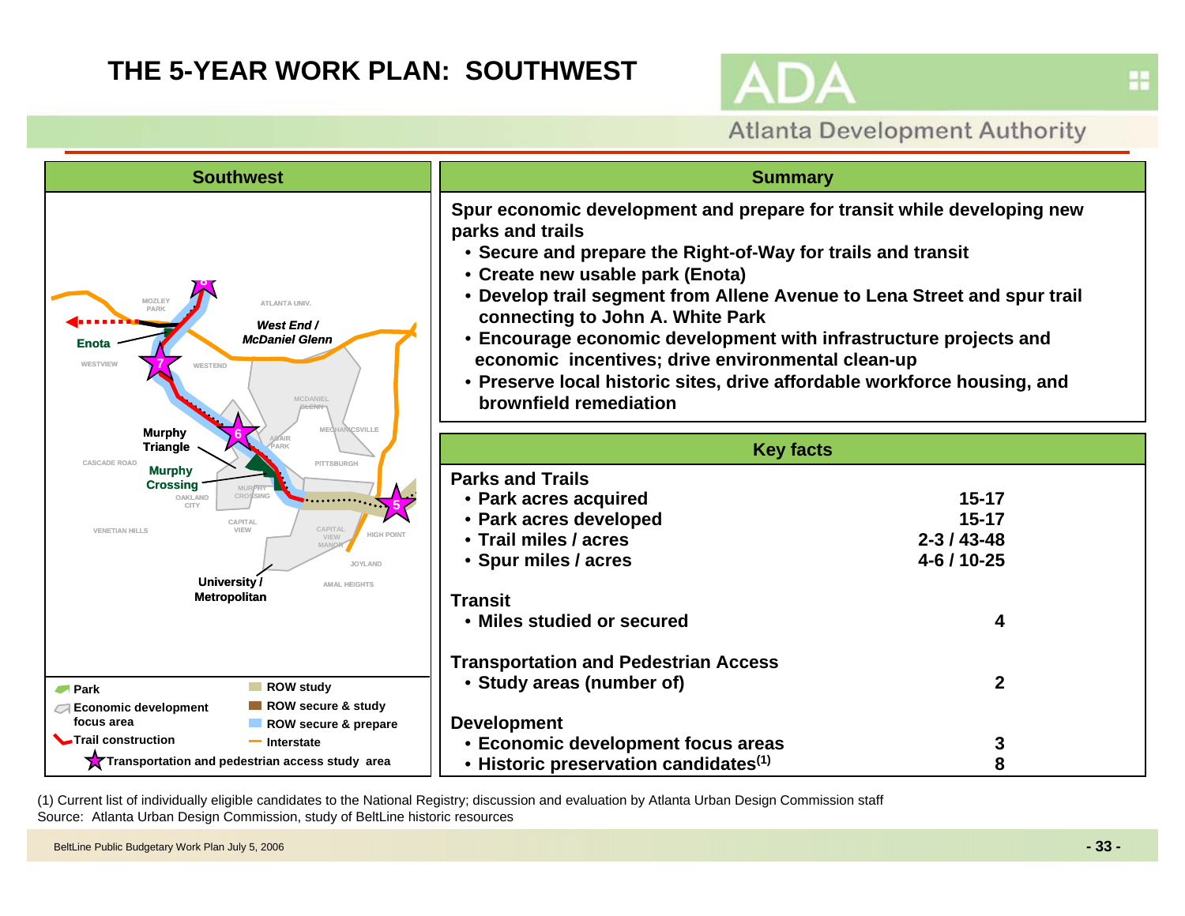# THE 5-YEAR WORK PLAN: SOUTHWEST

ADA
Atlanta Development Authority

## Southwest

Enota
West End / McDaniel Glenn
Murphy Triangle
Murphy Crossing
University / Metropolitan

MOZLEY PARK, ATLANTA UNIV., WESTVIEW, WESTEND, MCDANIEL GLENN, MECHANICSVILLE, ADAIR PARK, CASCADE ROAD, PITTSBURGH, OAKLAND CITY, MURPHY CROSSING, CAPITAL VIEW, VENETIAN HILLS, CAPITAL VIEW MANOR, HIGH POINT, JOYLAND, AMAL HEIGHTS

- Park
- Economic development focus area
- Trail construction
- ROW study
- ROW secure & study
- ROW secure & prepare
- Interstate
- Transportation and pedestrian access study area

## Summary

**Spur economic development and prepare for transit while developing new parks and trails**

- Secure and prepare the Right-of-Way for trails and transit
- Create new usable park (Enota)
- Develop trail segment from Allene Avenue to Lena Street and spur trail connecting to John A. White Park
- Encourage economic development with infrastructure projects and economic incentives; drive environmental clean-up
- Preserve local historic sites, drive affordable workforce housing, and brownfield remediation

## Key facts

| | |
|---|---|
| **Parks and Trails** | |
| • Park acres acquired | 15-17 |
| • Park acres developed | 15-17 |
| • Trail miles / acres | 2-3 / 43-48 |
| • Spur miles / acres | 4-6 / 10-25 |
| **Transit** | |
| • Miles studied or secured | 4 |
| **Transportation and Pedestrian Access** | |
| • Study areas (number of) | 2 |
| **Development** | |
| • Economic development focus areas | 3 |
| • Historic preservation candidates(1) | 8 |

(1) Current list of individually eligible candidates to the National Registry; discussion and evaluation by Atlanta Urban Design Commission staff
Source: Atlanta Urban Design Commission, study of BeltLine historic resources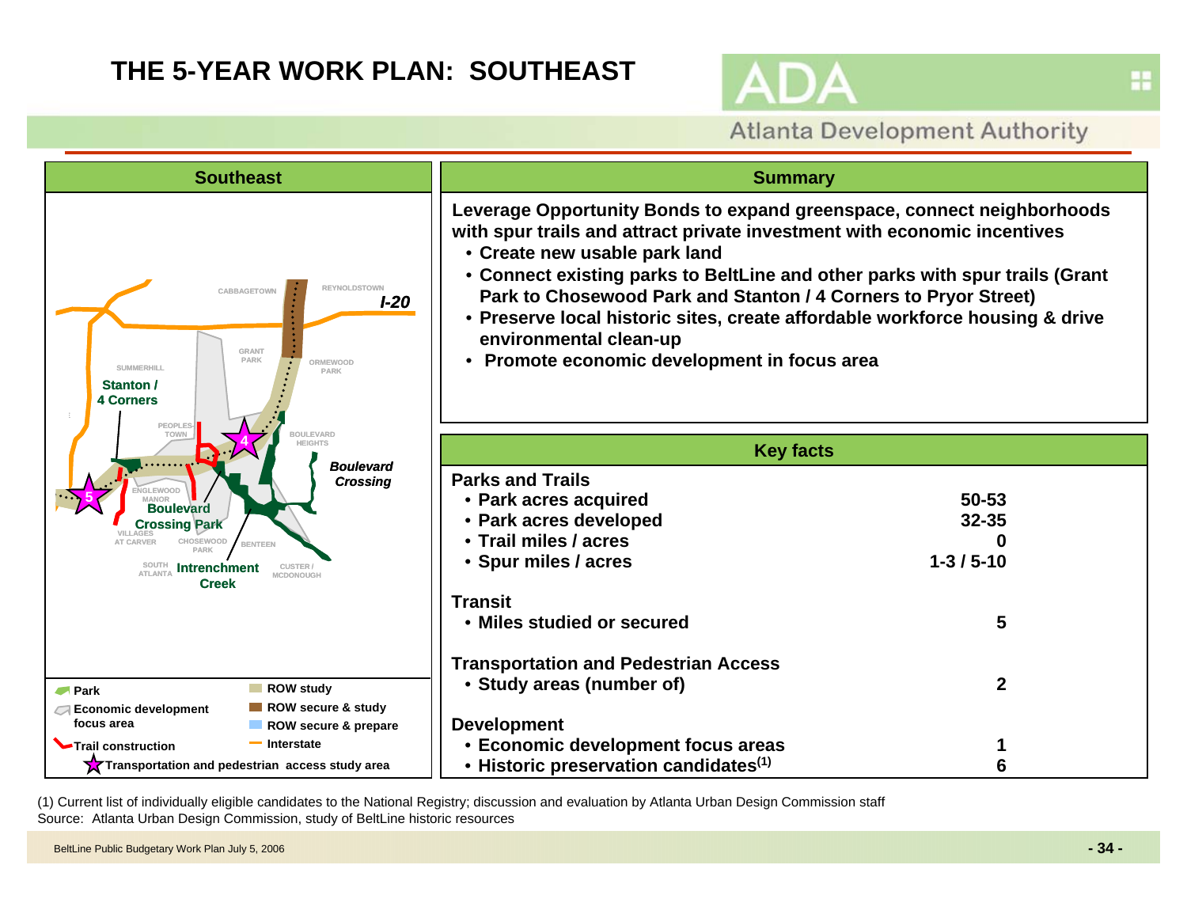# THE 5-YEAR WORK PLAN: SOUTHEAST

## Southeast

CABBAGETOWN

REYNOLDSTOWN

*I-20*

GRANT PARK

ORMEWOOD PARK

SUMMERHILL

Stanton / 4 Corners

PEOPLES-TOWN

BOULEVARD HEIGHTS

*Boulevard Crossing*

ENGLEWOOD MANOR

Boulevard Crossing Park

VILLAGES AT CARVER

CHOSEWOOD PARK

BENTEEN

SOUTH ATLANTA

Intrenchment Creek

CUSTER / MCDONOUGH

- Park
- Economic development focus area
- Trail construction
- ROW study
- ROW secure & study
- ROW secure & prepare
- Interstate
- Transportation and pedestrian access study area

## Summary

**Leverage Opportunity Bonds to expand greenspace, connect neighborhoods with spur trails and attract private investment with economic incentives**

- **Create new usable park land**
- **Connect existing parks to BeltLine and other parks with spur trails (Grant Park to Chosewood Park and Stanton / 4 Corners to Pryor Street)**
- **Preserve local historic sites, create affordable workforce housing & drive environmental clean-up**
- **Promote economic development in focus area**

## Key facts

| | |
|---|---|
| **Parks and Trails** | |
| • Park acres acquired | 50-53 |
| • Park acres developed | 32-35 |
| • Trail miles / acres | 0 |
| • Spur miles / acres | 1-3 / 5-10 |
| **Transit** | |
| • Miles studied or secured | 5 |
| **Transportation and Pedestrian Access** | |
| • Study areas (number of) | 2 |
| **Development** | |
| • Economic development focus areas | 1 |
| • Historic preservation candidates[1] | 6 |

(1) Current list of individually eligible candidates to the National Registry; discussion and evaluation by Atlanta Urban Design Commission staff

Source: Atlanta Urban Design Commission, study of BeltLine historic resources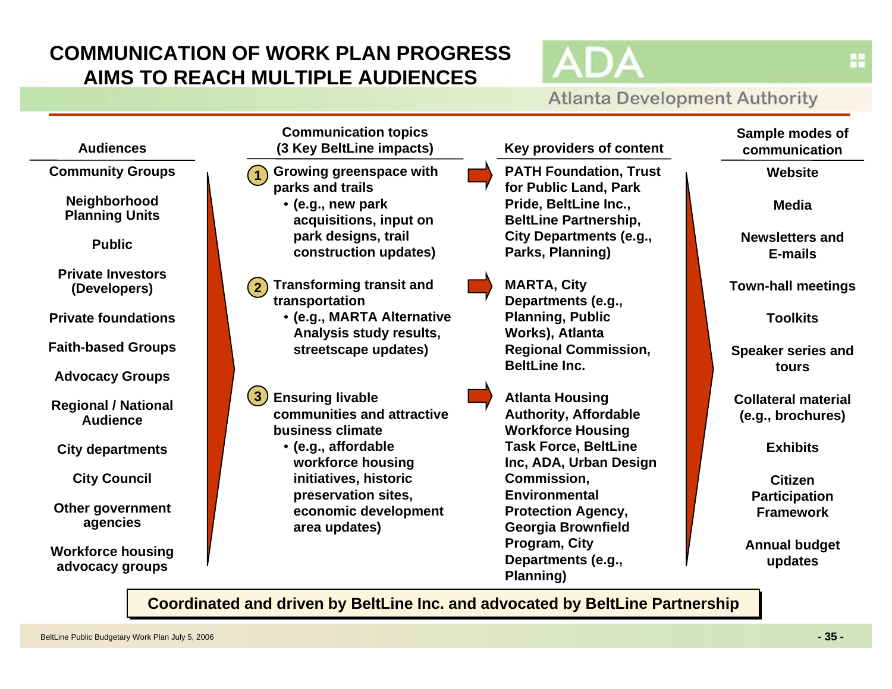# COMMUNICATION OF WORK PLAN PROGRESS AIMS TO REACH MULTIPLE AUDIENCES

ADA

Atlanta Development Authority

**Audiences**

- Community Groups
- Neighborhood Planning Units
- Public
- Private Investors (Developers)
- Private foundations
- Faith-based Groups
- Advocacy Groups
- Regional / National Audience
- City departments
- City Council
- Other government agencies
- Workforce housing advocacy groups

| Communication topics (3 Key BeltLine impacts) | Key providers of content |
|---|---|
| 1 Growing greenspace with parks and trails<br>• (e.g., new park acquisitions, input on park designs, trail construction updates) | PATH Foundation, Trust for Public Land, Park Pride, BeltLine Inc., BeltLine Partnership, City Departments (e.g., Parks, Planning) |
| 2 Transforming transit and transportation<br>• (e.g., MARTA Alternative Analysis study results, streetscape updates) | MARTA, City Departments (e.g., Planning, Public Works), Atlanta Regional Commission, BeltLine Inc. |
| 3 Ensuring livable communities and attractive business climate<br>• (e.g., affordable workforce housing initiatives, historic preservation sites, economic development area updates) | Atlanta Housing Authority, Affordable Workforce Housing Task Force, BeltLine Inc, ADA, Urban Design Commission, Environmental Protection Agency, Georgia Brownfield Program, City Departments (e.g., Planning) |

**Sample modes of communication**

- Website
- Media
- Newsletters and E-mails
- Town-hall meetings
- Toolkits
- Speaker series and tours
- Collateral material (e.g., brochures)
- Exhibits
- Citizen Participation Framework
- Annual budget updates

**Coordinated and driven by BeltLine Inc. and advocated by BeltLine Partnership**